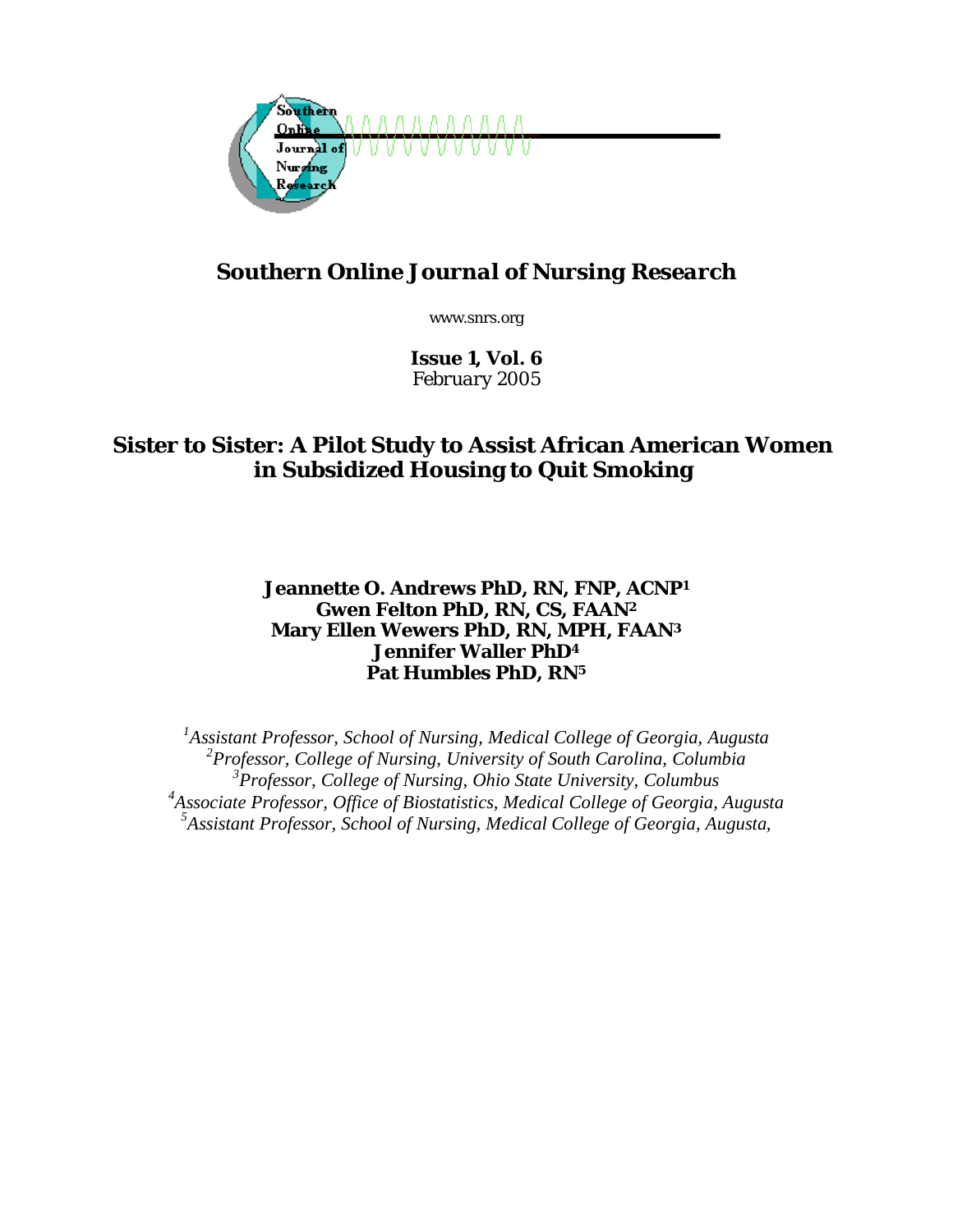# Southern Online Journal of Nursing Research

www.snrs.org

**Issue 1, Vol. 6**
*February 2005*

## Sister to Sister: A Pilot Study to Assist African American Women in Subsidized Housing to Quit Smoking

**Jeannette O. Andrews PhD, RN, FNP, ACNP[1]**
**Gwen Felton PhD, RN, CS, FAAN[2]**
**Mary Ellen Wewers PhD, RN, MPH, FAAN[3]**
**Jennifer Waller PhD[4]**
**Pat Humbles PhD, RN[5]**

*[1]Assistant Professor, School of Nursing, Medical College of Georgia, Augusta*
*[2]Professor, College of Nursing, University of South Carolina, Columbia*
*[3]Professor, College of Nursing, Ohio State University, Columbus*
*[4]Associate Professor, Office of Biostatistics, Medical College of Georgia, Augusta*
*[5]Assistant Professor, School of Nursing, Medical College of Georgia, Augusta,*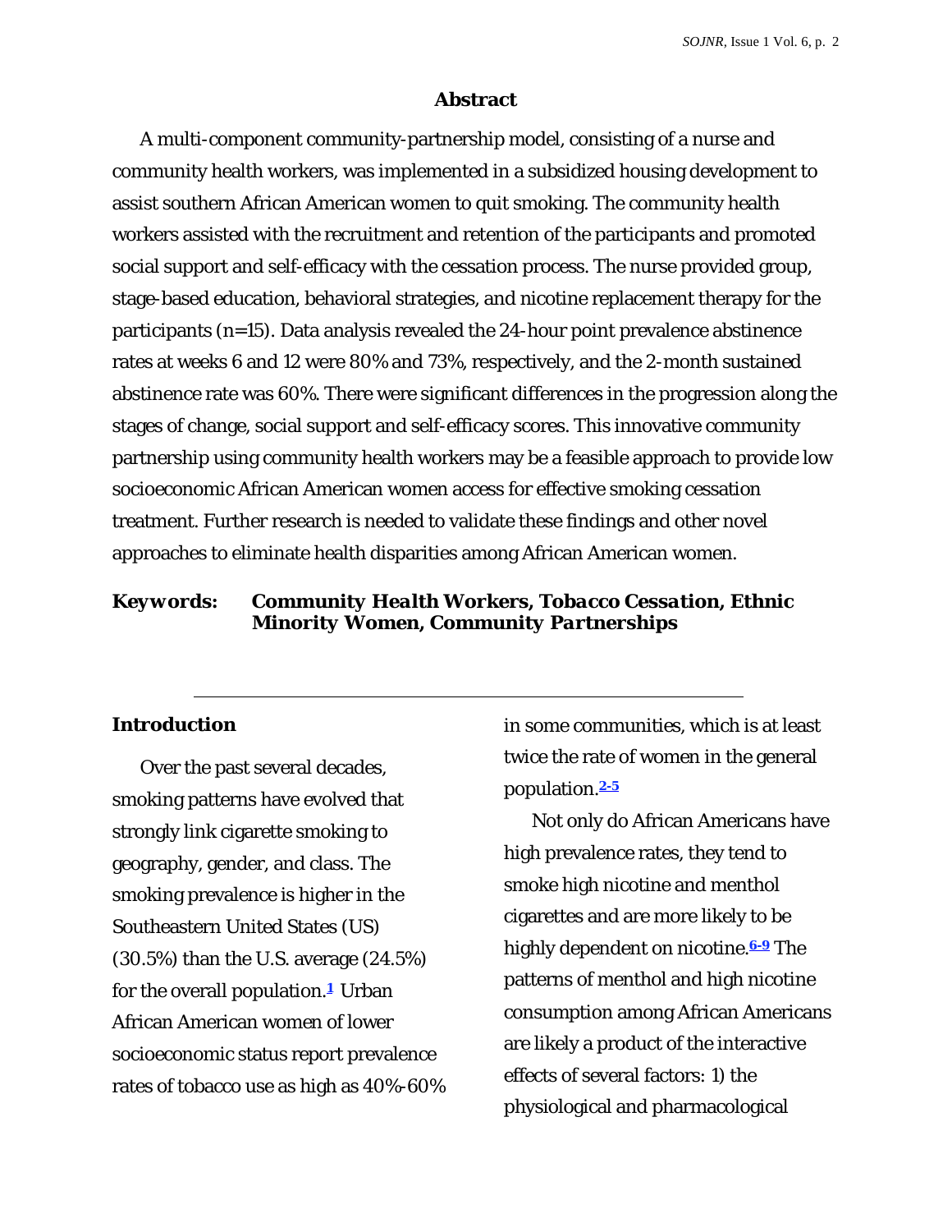## Abstract

A multi-component community-partnership model, consisting of a nurse and community health workers, was implemented in a subsidized housing development to assist southern African American women to quit smoking. The community health workers assisted with the recruitment and retention of the participants and promoted social support and self-efficacy with the cessation process. The nurse provided group, stage-based education, behavioral strategies, and nicotine replacement therapy for the participants (n=15). Data analysis revealed the 24-hour point prevalence abstinence rates at weeks 6 and 12 were 80% and 73%, respectively, and the 2-month sustained abstinence rate was 60%. There were significant differences in the progression along the stages of change, social support and self-efficacy scores. This innovative community partnership using community health workers may be a feasible approach to provide low socioeconomic African American women access for effective smoking cessation treatment. Further research is needed to validate these findings and other novel approaches to eliminate health disparities among African American women.

***Keywords:*** ***Community Health Workers, Tobacco Cessation, Ethnic Minority Women, Community Partnerships***

---

## Introduction

Over the past several decades, smoking patterns have evolved that strongly link cigarette smoking to geography, gender, and class. The smoking prevalence is higher in the Southeastern United States (US) (30.5%) than the U.S. average (24.5%) for the overall population.[1] Urban African American women of lower socioeconomic status report prevalence rates of tobacco use as high as 40%-60% in some communities, which is at least twice the rate of women in the general population.[2-5]

Not only do African Americans have high prevalence rates, they tend to smoke high nicotine and menthol cigarettes and are more likely to be highly dependent on nicotine.[6-9] The patterns of menthol and high nicotine consumption among African Americans are likely a product of the interactive effects of several factors: 1) the physiological and pharmacological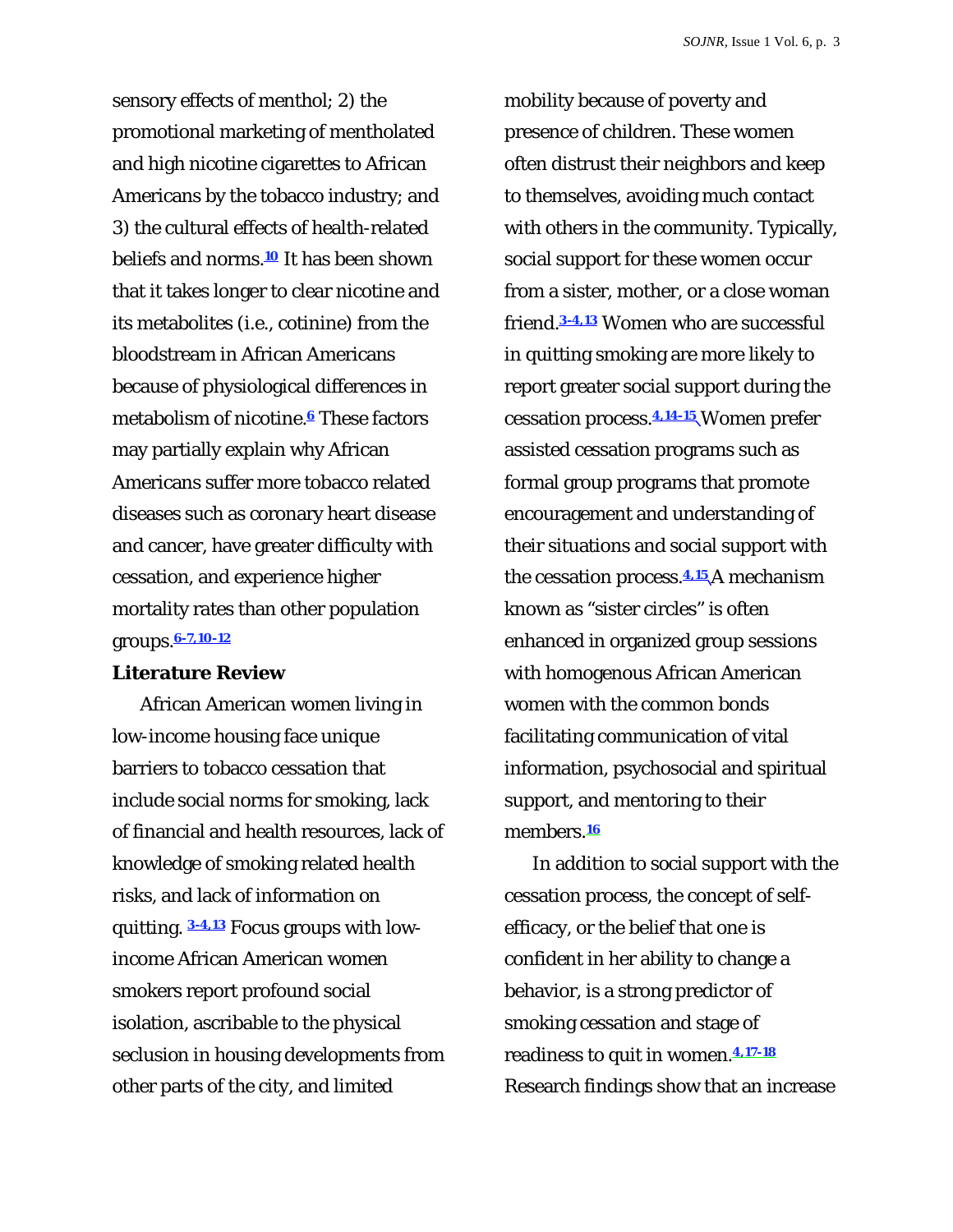sensory effects of menthol; 2) the promotional marketing of mentholated and high nicotine cigarettes to African Americans by the tobacco industry; and 3) the cultural effects of health-related beliefs and norms.[10] It has been shown that it takes longer to clear nicotine and its metabolites (i.e., cotinine) from the bloodstream in African Americans because of physiological differences in metabolism of nicotine.[6] These factors may partially explain why African Americans suffer more tobacco related diseases such as coronary heart disease and cancer, have greater difficulty with cessation, and experience higher mortality rates than other population groups.[6-7,10-12]

## Literature Review

African American women living in low-income housing face unique barriers to tobacco cessation that include social norms for smoking, lack of financial and health resources, lack of knowledge of smoking related health risks, and lack of information on quitting. [3-4,13] Focus groups with low-income African American women smokers report profound social isolation, ascribable to the physical seclusion in housing developments from other parts of the city, and limited mobility because of poverty and presence of children. These women often distrust their neighbors and keep to themselves, avoiding much contact with others in the community. Typically, social support for these women occur from a sister, mother, or a close woman friend.[3-4,13] Women who are successful in quitting smoking are more likely to report greater social support during the cessation process.[4,14-15] Women prefer assisted cessation programs such as formal group programs that promote encouragement and understanding of their situations and social support with the cessation process.[4,15] A mechanism known as "sister circles" is often enhanced in organized group sessions with homogenous African American women with the common bonds facilitating communication of vital information, psychosocial and spiritual support, and mentoring to their members.[16]

In addition to social support with the cessation process, the concept of self-efficacy, or the belief that one is confident in her ability to change a behavior, is a strong predictor of smoking cessation and stage of readiness to quit in women.[4,17-18] Research findings show that an increase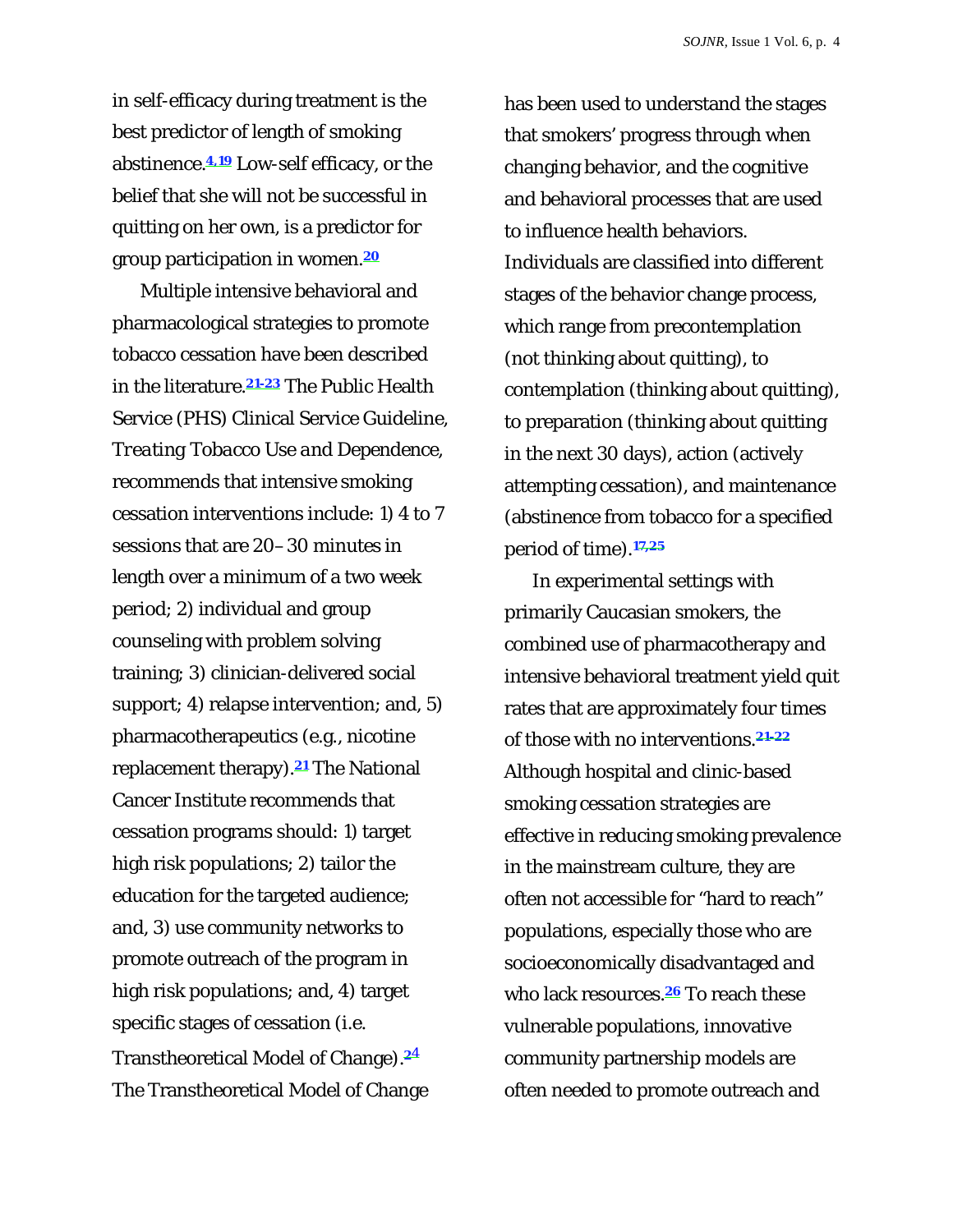in self-efficacy during treatment is the best predictor of length of smoking abstinence.[4,19] Low-self efficacy, or the belief that she will not be successful in quitting on her own, is a predictor for group participation in women.[20]

Multiple intensive behavioral and pharmacological strategies to promote tobacco cessation have been described in the literature.[21-23] The Public Health Service (PHS) Clinical Service Guideline, *Treating Tobacco Use and Dependence*, recommends that intensive smoking cessation interventions include: 1) 4 to 7 sessions that are 20–30 minutes in length over a minimum of a two week period; 2) individual and group counseling with problem solving training; 3) clinician-delivered social support; 4) relapse intervention; and, 5) pharmacotherapeutics (e.g., nicotine replacement therapy).[21] The National Cancer Institute recommends that cessation programs should: 1) target high risk populations; 2) tailor the education for the targeted audience; and, 3) use community networks to promote outreach of the program in high risk populations; and, 4) target specific stages of cessation (i.e. Transtheoretical Model of Change).[24] The Transtheoretical Model of Change has been used to understand the stages that smokers' progress through when changing behavior, and the cognitive and behavioral processes that are used to influence health behaviors. Individuals are classified into different stages of the behavior change process, which range from precontemplation (not thinking about quitting), to contemplation (thinking about quitting), to preparation (thinking about quitting in the next 30 days), action (actively attempting cessation), and maintenance (abstinence from tobacco for a specified period of time).[17,25]

In experimental settings with primarily Caucasian smokers, the combined use of pharmacotherapy and intensive behavioral treatment yield quit rates that are approximately four times of those with no interventions.[21-22] Although hospital and clinic-based smoking cessation strategies are effective in reducing smoking prevalence in the mainstream culture, they are often not accessible for "hard to reach" populations, especially those who are socioeconomically disadvantaged and who lack resources.[26] To reach these vulnerable populations, innovative community partnership models are often needed to promote outreach and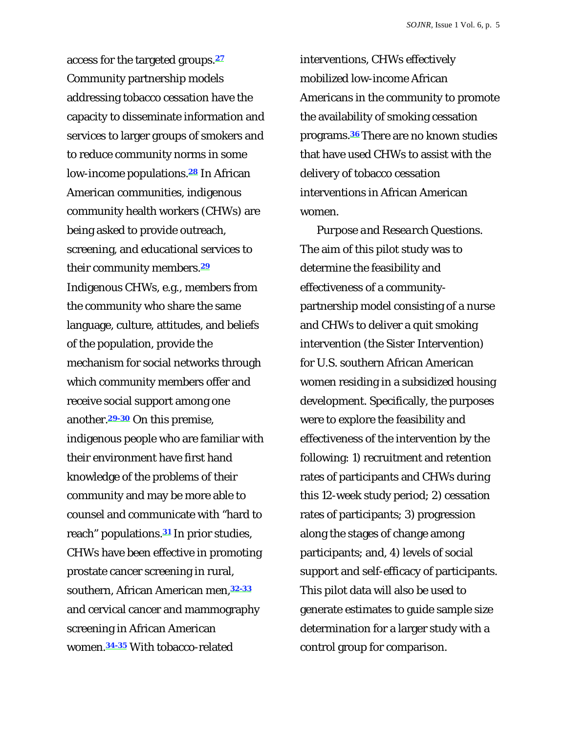access for the targeted groups.[27] Community partnership models addressing tobacco cessation have the capacity to disseminate information and services to larger groups of smokers and to reduce community norms in some low-income populations.[28] In African American communities, indigenous community health workers (CHWs) are being asked to provide outreach, screening, and educational services to their community members.[29] Indigenous CHWs, e.g., members from the community who share the same language, culture, attitudes, and beliefs of the population, provide the mechanism for social networks through which community members offer and receive social support among one another.[29-30] On this premise, indigenous people who are familiar with their environment have first hand knowledge of the problems of their community and may be more able to counsel and communicate with "hard to reach" populations.[31] In prior studies, CHWs have been effective in promoting prostate cancer screening in rural, southern, African American men,[32-33] and cervical cancer and mammography screening in African American women.[34-35] With tobacco-related interventions, CHWs effectively mobilized low-income African Americans in the community to promote the availability of smoking cessation programs.[36] There are no known studies that have used CHWs to assist with the delivery of tobacco cessation interventions in African American women.

*Purpose and Research Questions.* The aim of this pilot study was to determine the feasibility and effectiveness of a community-partnership model consisting of a nurse and CHWs to deliver a quit smoking intervention (the Sister Intervention) for U.S. southern African American women residing in a subsidized housing development. Specifically, the purposes were to explore the feasibility and effectiveness of the intervention by the following: 1) recruitment and retention rates of participants and CHWs during this 12-week study period; 2) cessation rates of participants; 3) progression along the stages of change among participants; and, 4) levels of social support and self-efficacy of participants. This pilot data will also be used to generate estimates to guide sample size determination for a larger study with a control group for comparison.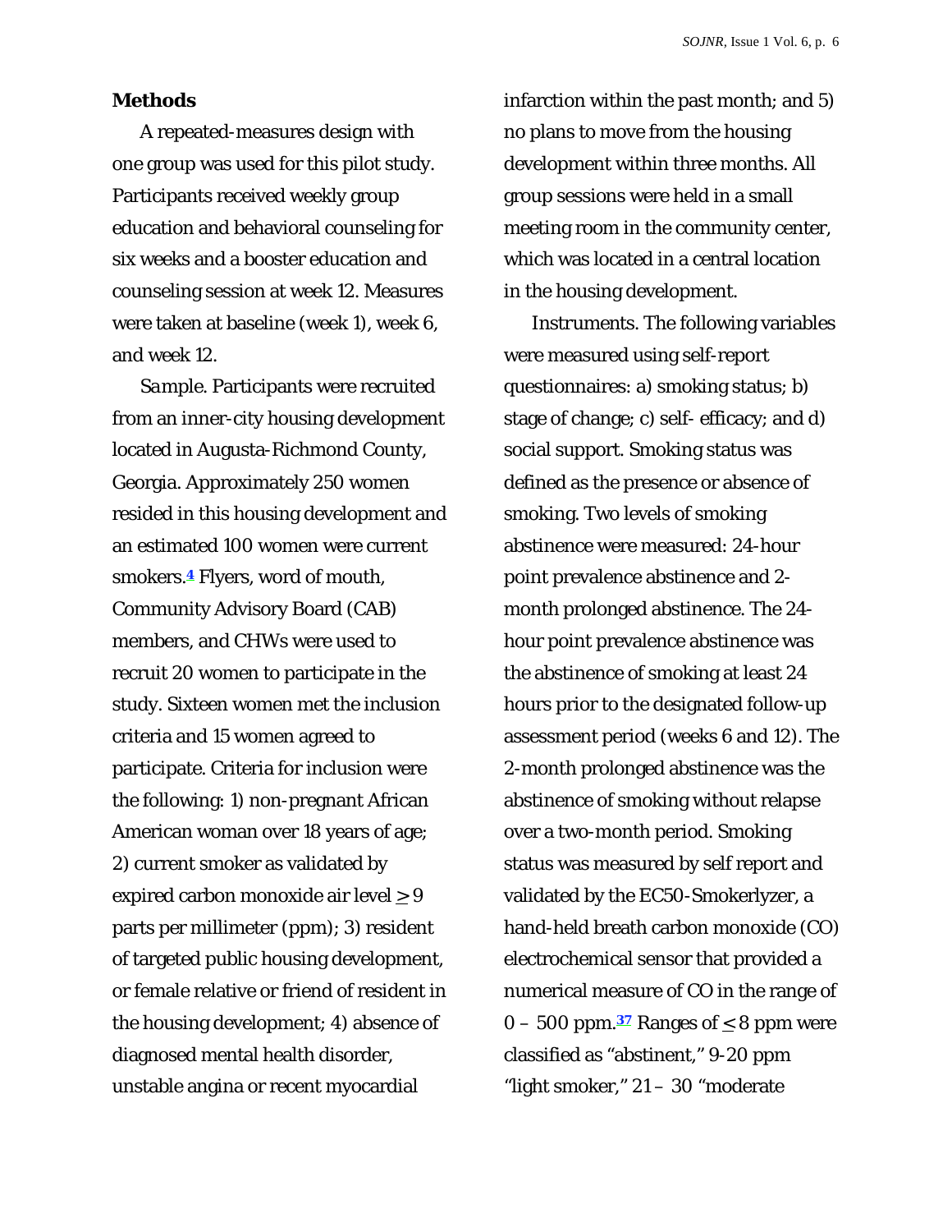## Methods

A repeated-measures design with one group was used for this pilot study. Participants received weekly group education and behavioral counseling for six weeks and a booster education and counseling session at week 12. Measures were taken at baseline (week 1), week 6, and week 12.

*Sample.* Participants were recruited from an inner-city housing development located in Augusta-Richmond County, Georgia. Approximately 250 women resided in this housing development and an estimated 100 women were current smokers.[4] Flyers, word of mouth, Community Advisory Board (CAB) members, and CHWs were used to recruit 20 women to participate in the study. Sixteen women met the inclusion criteria and 15 women agreed to participate. Criteria for inclusion were the following: 1) non-pregnant African American woman over 18 years of age; 2) current smoker as validated by expired carbon monoxide air level $\geq$ 9 parts per millimeter (ppm); 3) resident of targeted public housing development, or female relative or friend of resident in the housing development; 4) absence of diagnosed mental health disorder, unstable angina or recent myocardial infarction within the past month; and 5) no plans to move from the housing development within three months. All group sessions were held in a small meeting room in the community center, which was located in a central location in the housing development.

*Instruments.* The following variables were measured using self-report questionnaires: a) smoking status; b) stage of change; c) self- efficacy; and d) social support. Smoking status was defined as the presence or absence of smoking. Two levels of smoking abstinence were measured: 24-hour point prevalence abstinence and 2-month prolonged abstinence. The 24-hour point prevalence abstinence was the abstinence of smoking at least 24 hours prior to the designated follow-up assessment period (weeks 6 and 12). The 2-month prolonged abstinence was the abstinence of smoking without relapse over a two-month period. Smoking status was measured by self report and validated by the EC50-Smokerlyzer, a hand-held breath carbon monoxide (CO) electrochemical sensor that provided a numerical measure of CO in the range of 0 – 500 ppm.[37] Ranges of $\leq$ 8 ppm were classified as "abstinent," 9-20 ppm "light smoker," 21 – 30 "moderate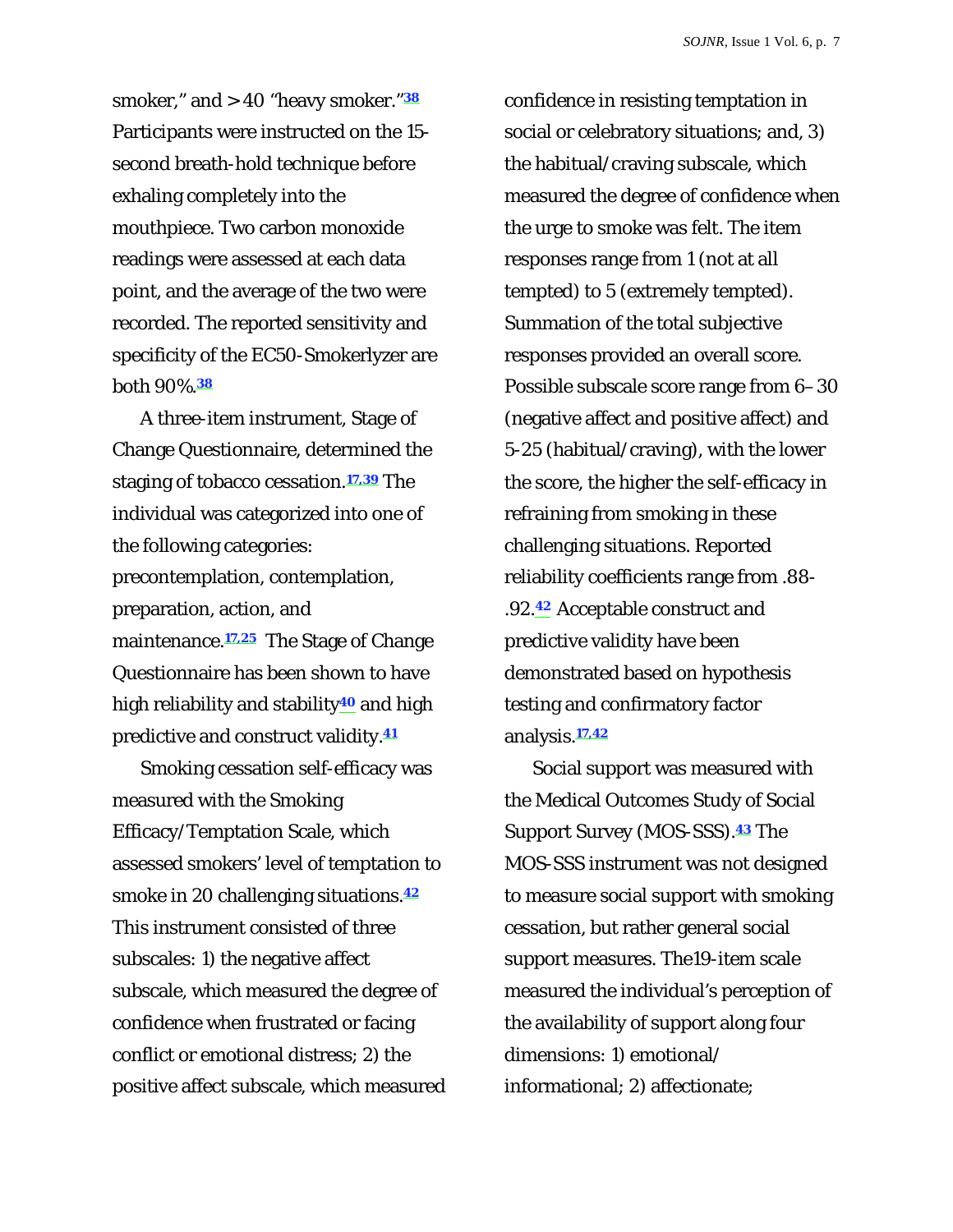smoker," and > 40 "heavy smoker."[38] Participants were instructed on the 15-second breath-hold technique before exhaling completely into the mouthpiece. Two carbon monoxide readings were assessed at each data point, and the average of the two were recorded. The reported sensitivity and specificity of the EC50-Smokerlyzer are both 90%.[38]

A three-item instrument, Stage of Change Questionnaire, determined the staging of tobacco cessation.[17,39] The individual was categorized into one of the following categories: precontemplation, contemplation, preparation, action, and maintenance.[17,25] The Stage of Change Questionnaire has been shown to have high reliability and stability[40] and high predictive and construct validity.[41]

Smoking cessation self-efficacy was measured with the Smoking Efficacy/Temptation Scale, which assessed smokers' level of temptation to smoke in 20 challenging situations.[42] This instrument consisted of three subscales: 1) the negative affect subscale, which measured the degree of confidence when frustrated or facing conflict or emotional distress; 2) the positive affect subscale, which measured confidence in resisting temptation in social or celebratory situations; and, 3) the habitual/craving subscale, which measured the degree of confidence when the urge to smoke was felt. The item responses range from 1 (not at all tempted) to 5 (extremely tempted). Summation of the total subjective responses provided an overall score. Possible subscale score range from 6–30 (negative affect and positive affect) and 5-25 (habitual/craving), with the lower the score, the higher the self-efficacy in refraining from smoking in these challenging situations. Reported reliability coefficients range from .88-.92.[42] Acceptable construct and predictive validity have been demonstrated based on hypothesis testing and confirmatory factor analysis.[17,42]

Social support was measured with the Medical Outcomes Study of Social Support Survey (MOS-SSS).[43] The MOS-SSS instrument was not designed to measure social support with smoking cessation, but rather general social support measures. The19-item scale measured the individual's perception of the availability of support along four dimensions: 1) emotional/informational; 2) affectionate;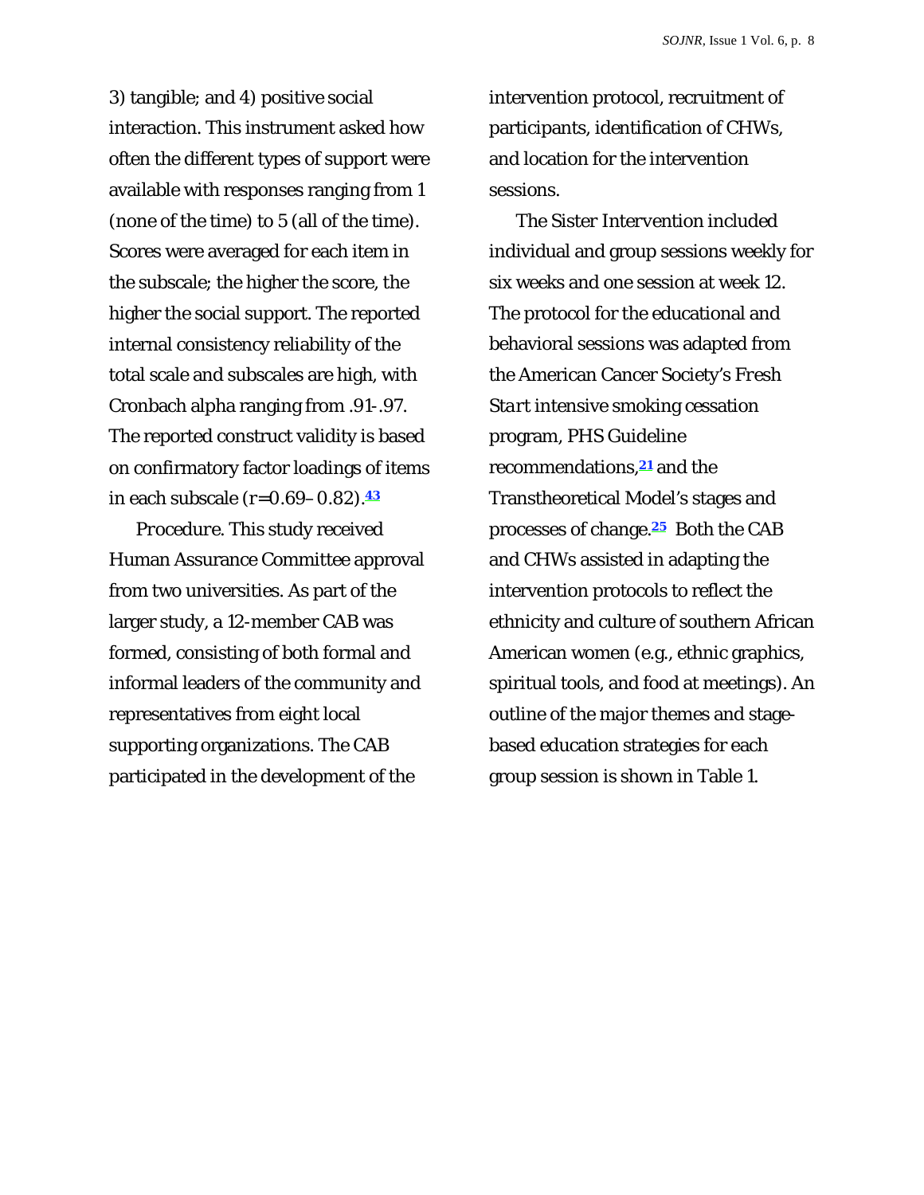3) tangible; and 4) positive social interaction. This instrument asked how often the different types of support were available with responses ranging from 1 (none of the time) to 5 (all of the time). Scores were averaged for each item in the subscale; the higher the score, the higher the social support. The reported internal consistency reliability of the total scale and subscales are high, with Cronbach alpha ranging from .91-.97. The reported construct validity is based on confirmatory factor loadings of items in each subscale ($r$=0.69–0.82).[43]

*Procedure*. This study received Human Assurance Committee approval from two universities. As part of the larger study, a 12-member CAB was formed, consisting of both formal and informal leaders of the community and representatives from eight local supporting organizations. The CAB participated in the development of the intervention protocol, recruitment of participants, identification of CHWs, and location for the intervention sessions.

The Sister Intervention included individual and group sessions weekly for six weeks and one session at week 12. The protocol for the educational and behavioral sessions was adapted from the American Cancer Society's *Fresh Start* intensive smoking cessation program, PHS Guideline recommendations,[21] and the Transtheoretical Model's stages and processes of change.[25] Both the CAB and CHWs assisted in adapting the intervention protocols to reflect the ethnicity and culture of southern African American women (e.g., ethnic graphics, spiritual tools, and food at meetings). An outline of the major themes and stage-based education strategies for each group session is shown in Table 1.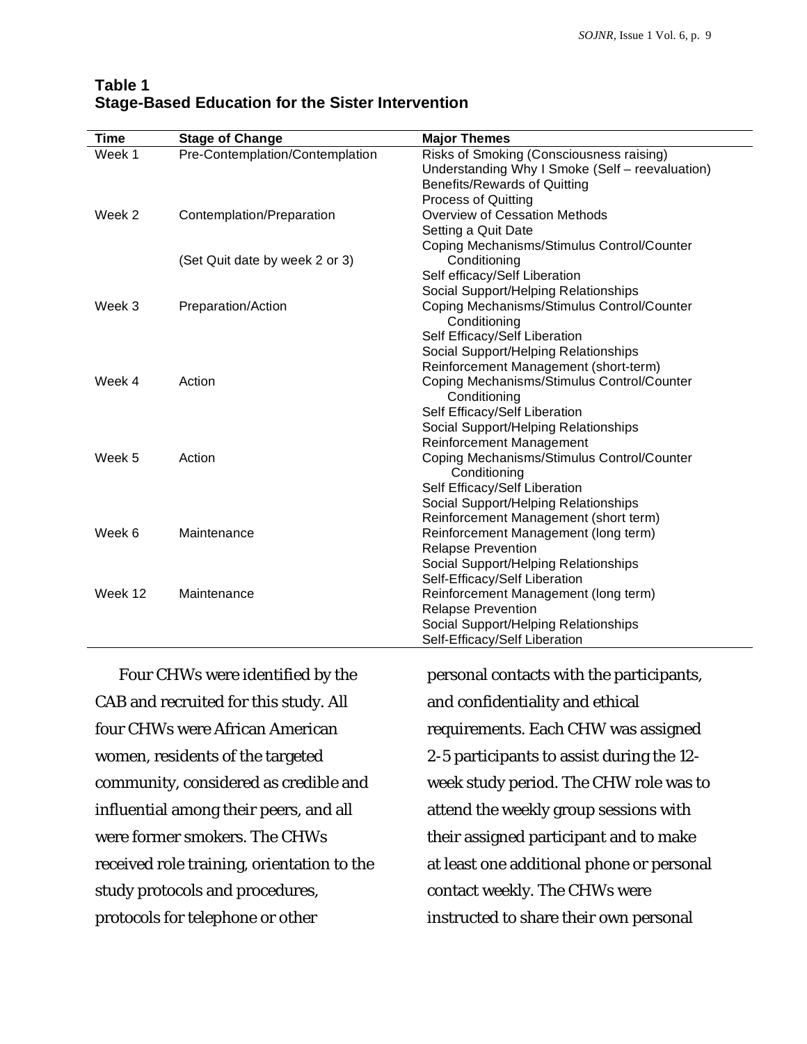**Table 1**
**Stage-Based Education for the Sister Intervention**

| Time | Stage of Change | Major Themes |
|---|---|---|
| Week 1 | Pre-Contemplation/Contemplation | Risks of Smoking (Consciousness raising)<br>Understanding Why I Smoke (Self – reevaluation)<br>Benefits/Rewards of Quitting<br>Process of Quitting |
| Week 2 | Contemplation/Preparation<br><br>(Set Quit date by week 2 or 3) | Overview of Cessation Methods<br>Setting a Quit Date<br>Coping Mechanisms/Stimulus Control/Counter Conditioning<br>Self efficacy/Self Liberation<br>Social Support/Helping Relationships |
| Week 3 | Preparation/Action | Coping Mechanisms/Stimulus Control/Counter Conditioning<br>Self Efficacy/Self Liberation<br>Social Support/Helping Relationships<br>Reinforcement Management (short-term) |
| Week 4 | Action | Coping Mechanisms/Stimulus Control/Counter Conditioning<br>Self Efficacy/Self Liberation<br>Social Support/Helping Relationships<br>Reinforcement Management |
| Week 5 | Action | Coping Mechanisms/Stimulus Control/Counter Conditioning<br>Self Efficacy/Self Liberation<br>Social Support/Helping Relationships<br>Reinforcement Management (short term) |
| Week 6 | Maintenance | Reinforcement Management (long term)<br>Relapse Prevention<br>Social Support/Helping Relationships<br>Self-Efficacy/Self Liberation |
| Week 12 | Maintenance | Reinforcement Management (long term)<br>Relapse Prevention<br>Social Support/Helping Relationships<br>Self-Efficacy/Self Liberation |

Four CHWs were identified by the CAB and recruited for this study. All four CHWs were African American women, residents of the targeted community, considered as credible and influential among their peers, and all were former smokers. The CHWs received role training, orientation to the study protocols and procedures, protocols for telephone or other personal contacts with the participants, and confidentiality and ethical requirements. Each CHW was assigned 2-5 participants to assist during the 12-week study period. The CHW role was to attend the weekly group sessions with their assigned participant and to make at least one additional phone or personal contact weekly. The CHWs were instructed to share their own personal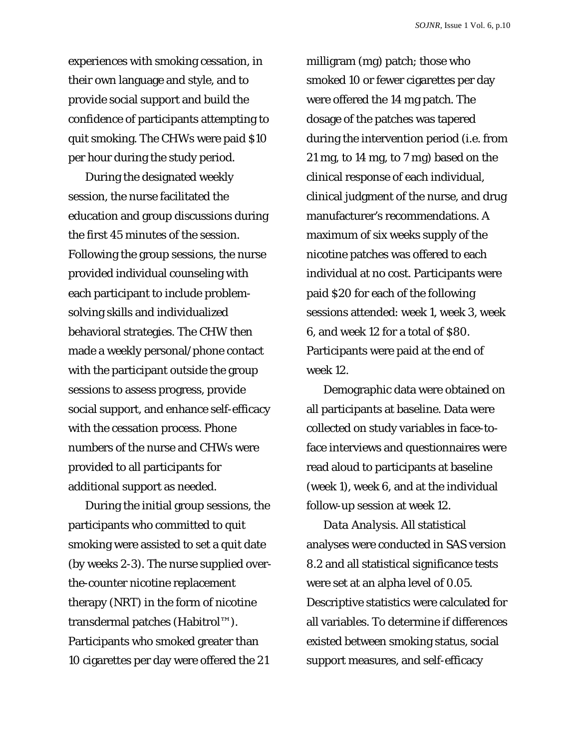experiences with smoking cessation, in their own language and style, and to provide social support and build the confidence of participants attempting to quit smoking. The CHWs were paid $10 per hour during the study period.

During the designated weekly session, the nurse facilitated the education and group discussions during the first 45 minutes of the session. Following the group sessions, the nurse provided individual counseling with each participant to include problem-solving skills and individualized behavioral strategies. The CHW then made a weekly personal/phone contact with the participant outside the group sessions to assess progress, provide social support, and enhance self-efficacy with the cessation process. Phone numbers of the nurse and CHWs were provided to all participants for additional support as needed.

During the initial group sessions, the participants who committed to quit smoking were assisted to set a quit date (by weeks 2-3). The nurse supplied over-the-counter nicotine replacement therapy (NRT) in the form of nicotine transdermal patches (Habitrol™). Participants who smoked greater than 10 cigarettes per day were offered the 21 milligram (mg) patch; those who smoked 10 or fewer cigarettes per day were offered the 14 mg patch. The dosage of the patches was tapered during the intervention period (i.e. from 21 mg, to 14 mg, to 7 mg) based on the clinical response of each individual, clinical judgment of the nurse, and drug manufacturer's recommendations. A maximum of six weeks supply of the nicotine patches was offered to each individual at no cost. Participants were paid $20 for each of the following sessions attended: week 1, week 3, week 6, and week 12 for a total of $80. Participants were paid at the end of week 12.

Demographic data were obtained on all participants at baseline. Data were collected on study variables in face-to-face interviews and questionnaires were read aloud to participants at baseline (week 1), week 6, and at the individual follow-up session at week 12.

*Data Analysis.* All statistical analyses were conducted in SAS version 8.2 and all statistical significance tests were set at an alpha level of 0.05. Descriptive statistics were calculated for all variables. To determine if differences existed between smoking status, social support measures, and self-efficacy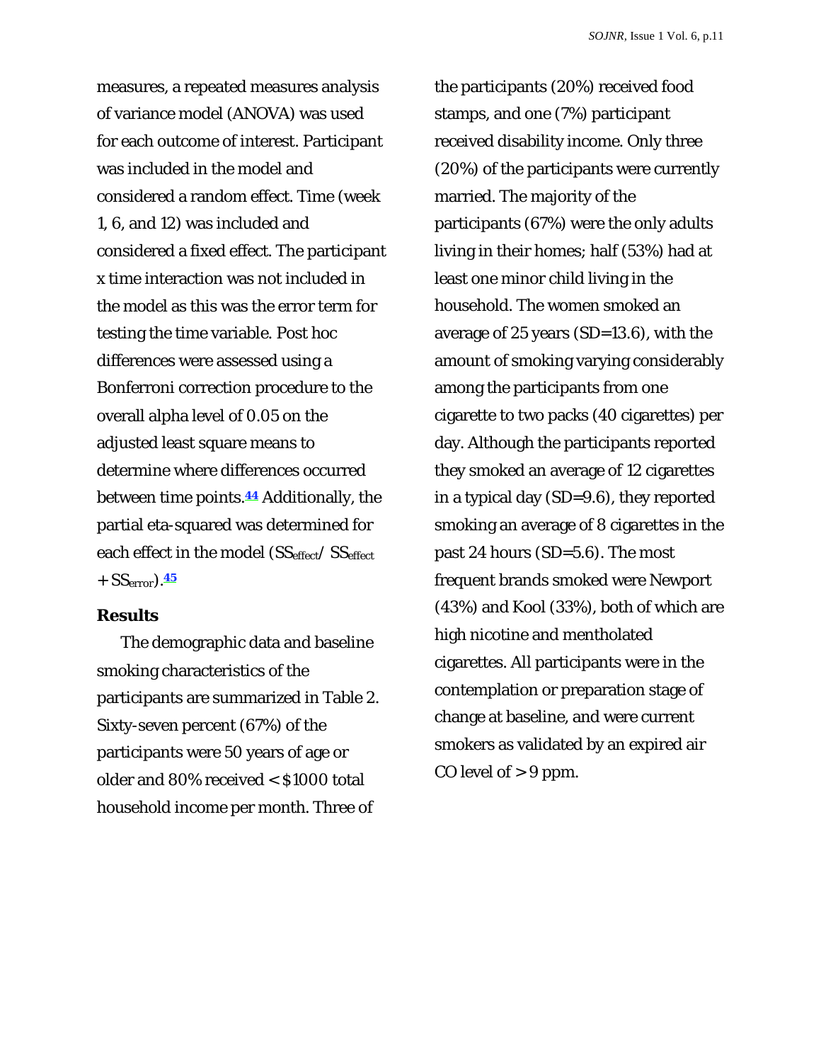measures, a repeated measures analysis of variance model (ANOVA) was used for each outcome of interest. Participant was included in the model and considered a random effect. Time (week 1, 6, and 12) was included and considered a fixed effect. The participant x time interaction was not included in the model as this was the error term for testing the time variable. Post hoc differences were assessed using a Bonferroni correction procedure to the overall alpha level of 0.05 on the adjusted least square means to determine where differences occurred between time points.[44] Additionally, the partial eta-squared was determined for each effect in the model ($SS_{effect}$/ $SS_{effect}$ + $SS_{error}$).[45]

## Results

The demographic data and baseline smoking characteristics of the participants are summarized in Table 2. Sixty-seven percent (67%) of the participants were 50 years of age or older and 80% received < $1000 total household income per month. Three of the participants (20%) received food stamps, and one (7%) participant received disability income. Only three (20%) of the participants were currently married. The majority of the participants (67%) were the only adults living in their homes; half (53%) had at least one minor child living in the household. The women smoked an average of 25 years (SD=13.6), with the amount of smoking varying considerably among the participants from one cigarette to two packs (40 cigarettes) per day. Although the participants reported they smoked an average of 12 cigarettes in a typical day (SD=9.6), they reported smoking an average of 8 cigarettes in the past 24 hours (SD=5.6). The most frequent brands smoked were Newport (43%) and Kool (33%), both of which are high nicotine and mentholated cigarettes. All participants were in the contemplation or preparation stage of change at baseline, and were current smokers as validated by an expired air CO level of > 9 ppm.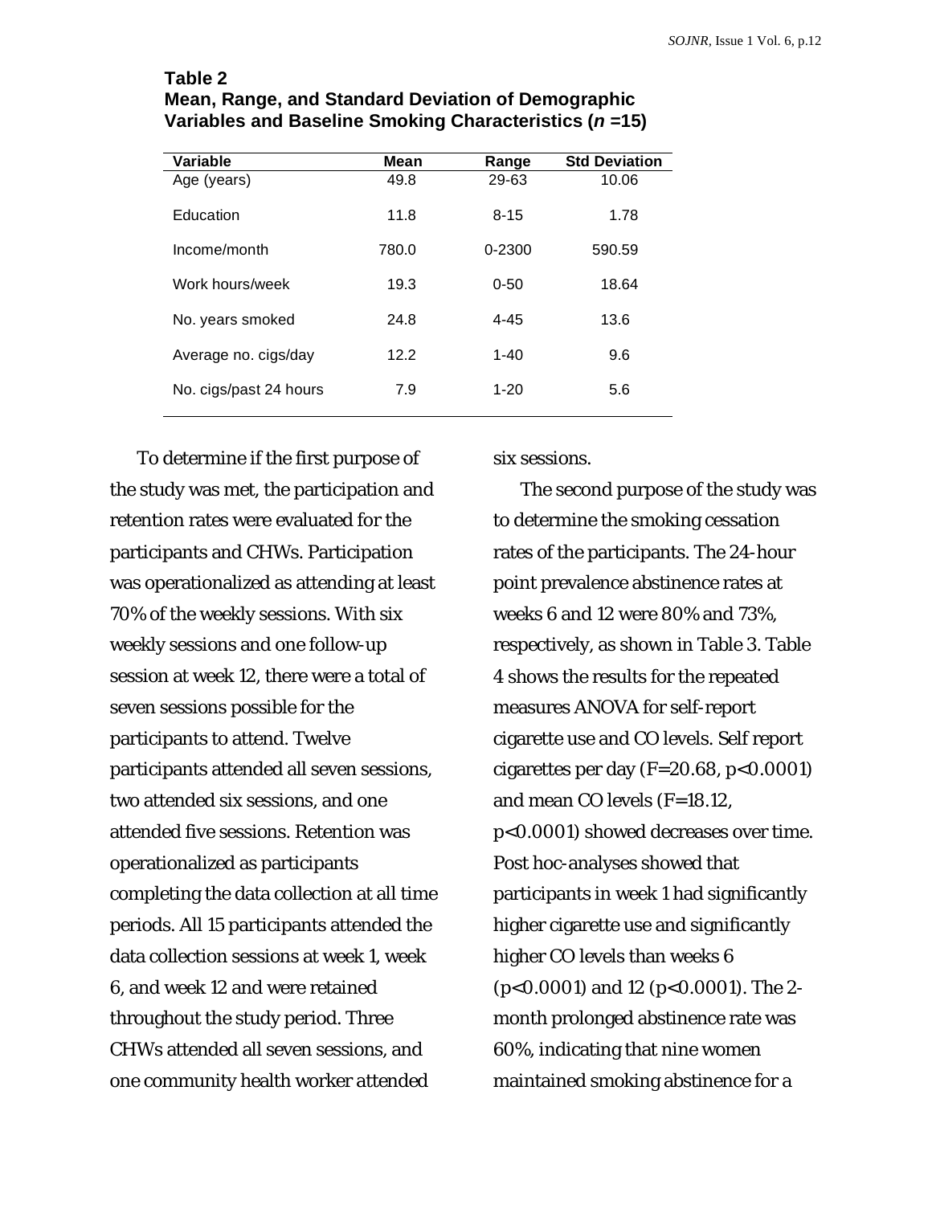**Table 2**
**Mean, Range, and Standard Deviation of Demographic Variables and Baseline Smoking Characteristics (*n* =15)**

| Variable | Mean | Range | Std Deviation |
|---|---|---|---|
| Age (years) | 49.8 | 29-63 | 10.06 |
| Education | 11.8 | 8-15 | 1.78 |
| Income/month | 780.0 | 0-2300 | 590.59 |
| Work hours/week | 19.3 | 0-50 | 18.64 |
| No. years smoked | 24.8 | 4-45 | 13.6 |
| Average no. cigs/day | 12.2 | 1-40 | 9.6 |
| No. cigs/past 24 hours | 7.9 | 1-20 | 5.6 |

To determine if the first purpose of the study was met, the participation and retention rates were evaluated for the participants and CHWs. Participation was operationalized as attending at least 70% of the weekly sessions. With six weekly sessions and one follow-up session at week 12, there were a total of seven sessions possible for the participants to attend. Twelve participants attended all seven sessions, two attended six sessions, and one attended five sessions. Retention was operationalized as participants completing the data collection at all time periods. All 15 participants attended the data collection sessions at week 1, week 6, and week 12 and were retained throughout the study period. Three CHWs attended all seven sessions, and one community health worker attended six sessions.

The second purpose of the study was to determine the smoking cessation rates of the participants. The 24-hour point prevalence abstinence rates at weeks 6 and 12 were 80% and 73%, respectively, as shown in Table 3. Table 4 shows the results for the repeated measures ANOVA for self-report cigarette use and CO levels. Self report cigarettes per day ($F=20.68$, $p<0.0001$) and mean CO levels ($F=18.12$, $p<0.0001$) showed decreases over time. Post hoc-analyses showed that participants in week 1 had significantly higher cigarette use and significantly higher CO levels than weeks 6 ($p<0.0001$) and 12 ($p<0.0001$). The 2-month prolonged abstinence rate was 60%, indicating that nine women maintained smoking abstinence for a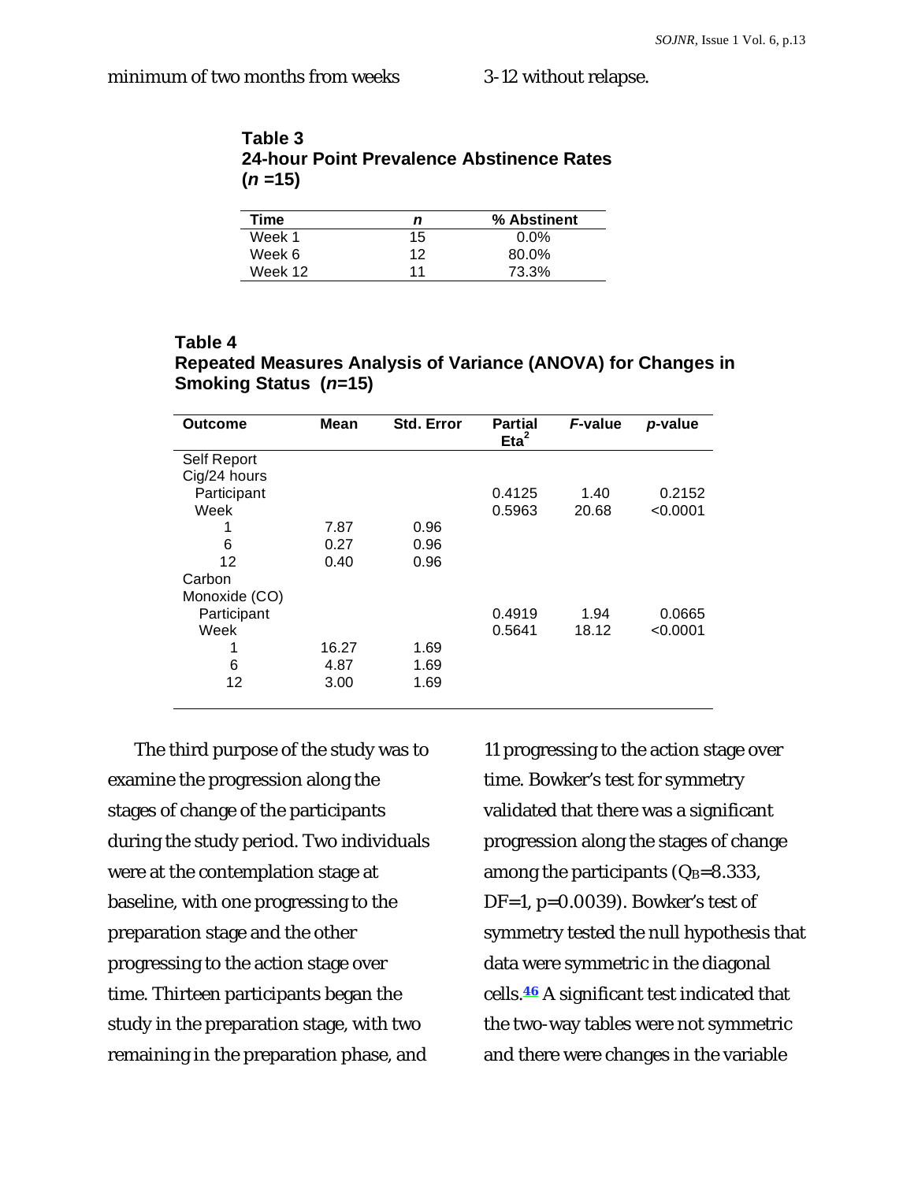minimum of two months from weeks 3-12 without relapse.

**Table 3**
**24-hour Point Prevalence Abstinence Rates (*n* =15)**

| Time | *n* | % Abstinent |
|---|---|---|
| Week 1 | 15 | 0.0% |
| Week 6 | 12 | 80.0% |
| Week 12 | 11 | 73.3% |

**Table 4**
**Repeated Measures Analysis of Variance (ANOVA) for Changes in Smoking Status (*n*=15)**

| Outcome | Mean | Std. Error | Partial $Eta^2$ | *F*-value | *p*-value |
|---|---|---|---|---|---|
| Self Report Cig/24 hours | | | | | |
| Participant | | | 0.4125 | 1.40 | 0.2152 |
| Week | | | 0.5963 | 20.68 | <0.0001 |
| 1 | 7.87 | 0.96 | | | |
| 6 | 0.27 | 0.96 | | | |
| 12 | 0.40 | 0.96 | | | |
| Carbon Monoxide (CO) | | | | | |
| Participant | | | 0.4919 | 1.94 | 0.0665 |
| Week | | | 0.5641 | 18.12 | <0.0001 |
| 1 | 16.27 | 1.69 | | | |
| 6 | 4.87 | 1.69 | | | |
| 12 | 3.00 | 1.69 | | | |

The third purpose of the study was to examine the progression along the stages of change of the participants during the study period. Two individuals were at the contemplation stage at baseline, with one progressing to the preparation stage and the other progressing to the action stage over time. Thirteen participants began the study in the preparation stage, with two remaining in the preparation phase, and 11 progressing to the action stage over time. Bowker's test for symmetry validated that there was a significant progression along the stages of change among the participants ($Q_B$=8.333, DF=1, p=0.0039). Bowker's test of symmetry tested the null hypothesis that data were symmetric in the diagonal cells.[46] A significant test indicated that the two-way tables were not symmetric and there were changes in the variable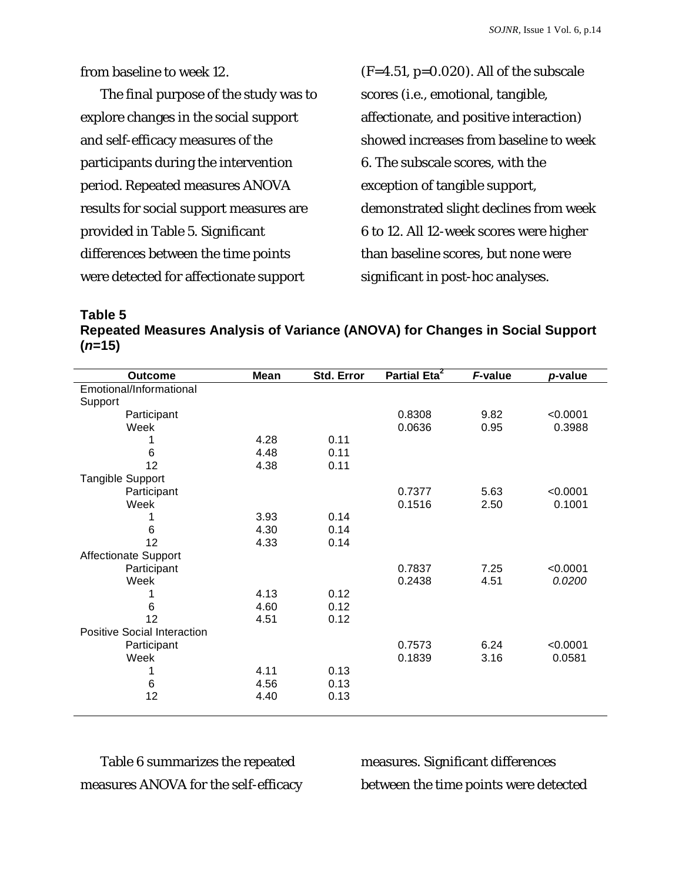from baseline to week 12.

The final purpose of the study was to explore changes in the social support and self-efficacy measures of the participants during the intervention period. Repeated measures ANOVA results for social support measures are provided in Table 5. Significant differences between the time points were detected for affectionate support ($F=4.51$, $p=0.020$). All of the subscale scores (i.e., emotional, tangible, affectionate, and positive interaction) showed increases from baseline to week 6. The subscale scores, with the exception of tangible support, demonstrated slight declines from week 6 to 12. All 12-week scores were higher than baseline scores, but none were significant in post-hoc analyses.

**Table 5**
**Repeated Measures Analysis of Variance (ANOVA) for Changes in Social Support (*n*=15)**

| Outcome | Mean | Std. Error | Partial Eta$^2$ | *F*-value | *p*-value |
|---|---|---|---|---|---|
| Emotional/Informational Support | | | | | |
| Participant | | | 0.8308 | 9.82 | <0.0001 |
| Week | | | 0.0636 | 0.95 | 0.3988 |
| 1 | 4.28 | 0.11 | | | |
| 6 | 4.48 | 0.11 | | | |
| 12 | 4.38 | 0.11 | | | |
| Tangible Support | | | | | |
| Participant | | | 0.7377 | 5.63 | <0.0001 |
| Week | | | 0.1516 | 2.50 | 0.1001 |
| 1 | 3.93 | 0.14 | | | |
| 6 | 4.30 | 0.14 | | | |
| 12 | 4.33 | 0.14 | | | |
| Affectionate Support | | | | | |
| Participant | | | 0.7837 | 7.25 | <0.0001 |
| Week | | | 0.2438 | 4.51 | *0.0200* |
| 1 | 4.13 | 0.12 | | | |
| 6 | 4.60 | 0.12 | | | |
| 12 | 4.51 | 0.12 | | | |
| Positive Social Interaction | | | | | |
| Participant | | | 0.7573 | 6.24 | <0.0001 |
| Week | | | 0.1839 | 3.16 | 0.0581 |
| 1 | 4.11 | 0.13 | | | |
| 6 | 4.56 | 0.13 | | | |
| 12 | 4.40 | 0.13 | | | |

Table 6 summarizes the repeated measures ANOVA for the self-efficacy measures. Significant differences between the time points were detected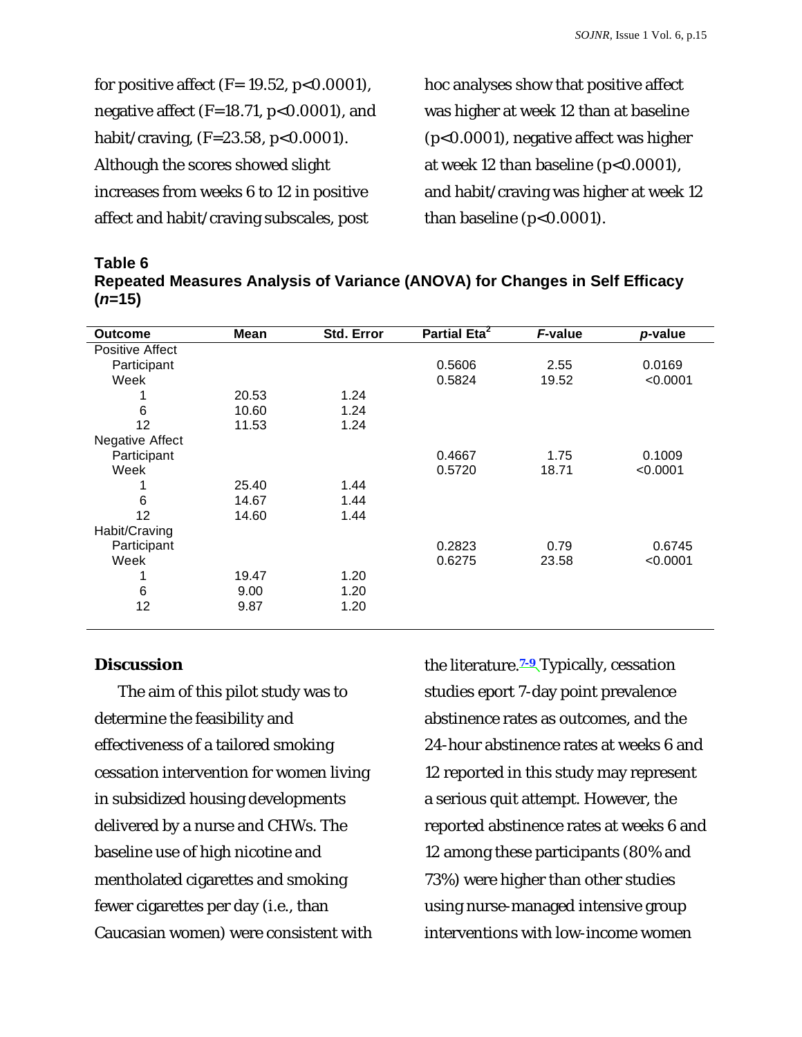for positive affect (F= 19.52, p<0.0001), negative affect (F=18.71, p<0.0001), and habit/craving, (F=23.58, p<0.0001). Although the scores showed slight increases from weeks 6 to 12 in positive affect and habit/craving subscales, post hoc analyses show that positive affect was higher at week 12 than at baseline (p<0.0001), negative affect was higher at week 12 than baseline (p<0.0001), and habit/craving was higher at week 12 than baseline (p<0.0001).

**Table 6**
**Repeated Measures Analysis of Variance (ANOVA) for Changes in Self Efficacy (*n*=15)**

| Outcome | Mean | Std. Error | Partial Eta$^2$ | *F*-value | *p*-value |
|---|---|---|---|---|---|
| Positive Affect | | | | | |
| Participant | | | 0.5606 | 2.55 | 0.0169 |
| Week | | | 0.5824 | 19.52 | <0.0001 |
| 1 | 20.53 | 1.24 | | | |
| 6 | 10.60 | 1.24 | | | |
| 12 | 11.53 | 1.24 | | | |
| Negative Affect | | | | | |
| Participant | | | 0.4667 | 1.75 | 0.1009 |
| Week | | | 0.5720 | 18.71 | <0.0001 |
| 1 | 25.40 | 1.44 | | | |
| 6 | 14.67 | 1.44 | | | |
| 12 | 14.60 | 1.44 | | | |
| Habit/Craving | | | | | |
| Participant | | | 0.2823 | 0.79 | 0.6745 |
| Week | | | 0.6275 | 23.58 | <0.0001 |
| 1 | 19.47 | 1.20 | | | |
| 6 | 9.00 | 1.20 | | | |
| 12 | 9.87 | 1.20 | | | |

## Discussion

The aim of this pilot study was to determine the feasibility and effectiveness of a tailored smoking cessation intervention for women living in subsidized housing developments delivered by a nurse and CHWs. The baseline use of high nicotine and mentholated cigarettes and smoking fewer cigarettes per day (i.e., than Caucasian women) were consistent with the literature.[7-9] Typically, cessation studies eport 7-day point prevalence abstinence rates as outcomes, and the 24-hour abstinence rates at weeks 6 and 12 reported in this study may represent a serious quit attempt. However, the reported abstinence rates at weeks 6 and 12 among these participants (80% and 73%) were higher than other studies using nurse-managed intensive group interventions with low-income women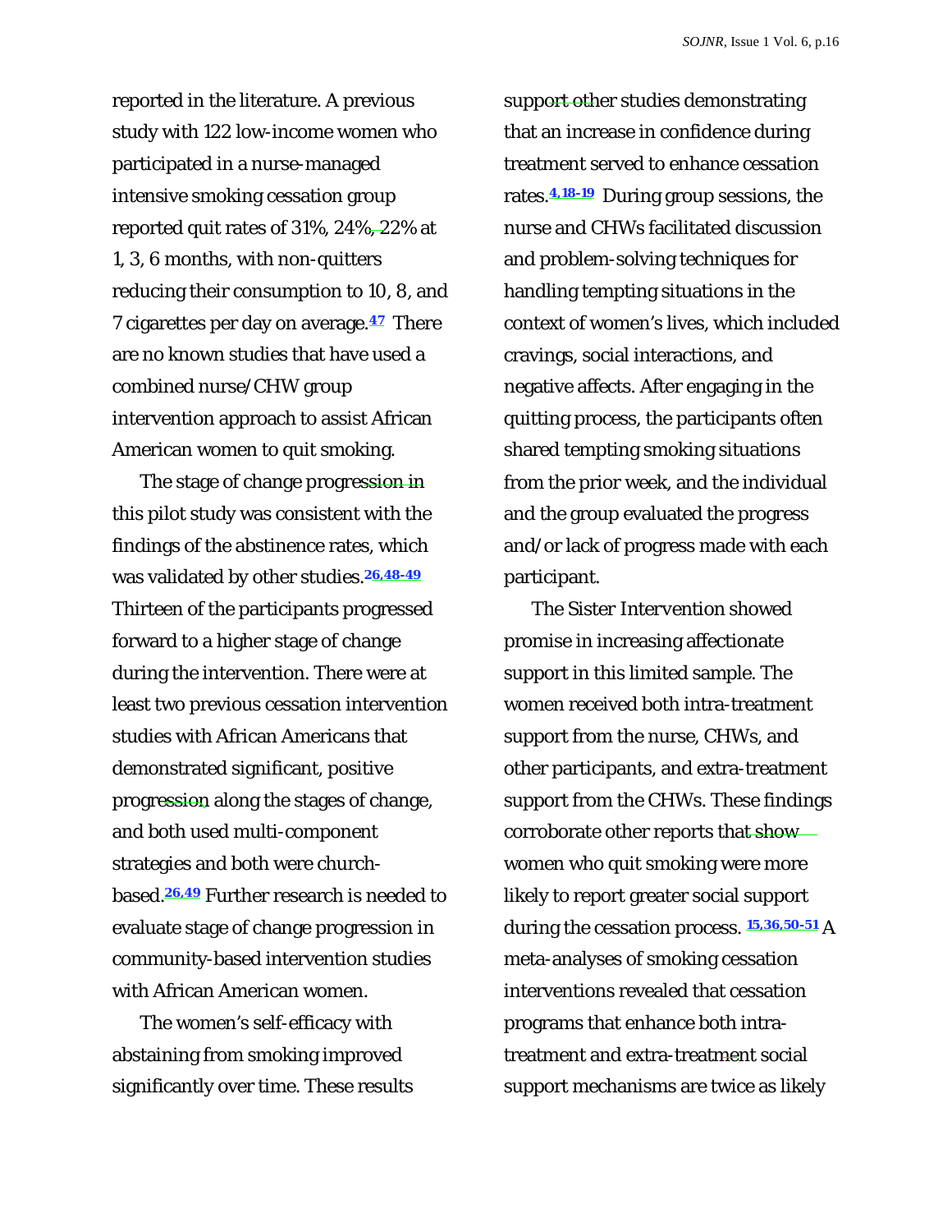reported in the literature. A previous study with 122 low-income women who participated in a nurse-managed intensive smoking cessation group reported quit rates of 31%, 24%, 22% at 1, 3, 6 months, with non-quitters reducing their consumption to 10, 8, and 7 cigarettes per day on average.[47] There are no known studies that have used a combined nurse/CHW group intervention approach to assist African American women to quit smoking.

The stage of change progression in this pilot study was consistent with the findings of the abstinence rates, which was validated by other studies.[26,48-49] Thirteen of the participants progressed forward to a higher stage of change during the intervention. There were at least two previous cessation intervention studies with African Americans that demonstrated significant, positive progression along the stages of change, and both used multi-component strategies and both were church-based.[26,49] Further research is needed to evaluate stage of change progression in community-based intervention studies with African American women.

The women's self-efficacy with abstaining from smoking improved significantly over time. These results support other studies demonstrating that an increase in confidence during treatment served to enhance cessation rates.[4,18-19] During group sessions, the nurse and CHWs facilitated discussion and problem-solving techniques for handling tempting situations in the context of women's lives, which included cravings, social interactions, and negative affects. After engaging in the quitting process, the participants often shared tempting smoking situations from the prior week, and the individual and the group evaluated the progress and/or lack of progress made with each participant.

The Sister Intervention showed promise in increasing affectionate support in this limited sample. The women received both intra-treatment support from the nurse, CHWs, and other participants, and extra-treatment support from the CHWs. These findings corroborate other reports that show women who quit smoking were more likely to report greater social support during the cessation process. [15,36,50-51] A meta-analyses of smoking cessation interventions revealed that cessation programs that enhance both intra-treatment and extra-treatment social support mechanisms are twice as likely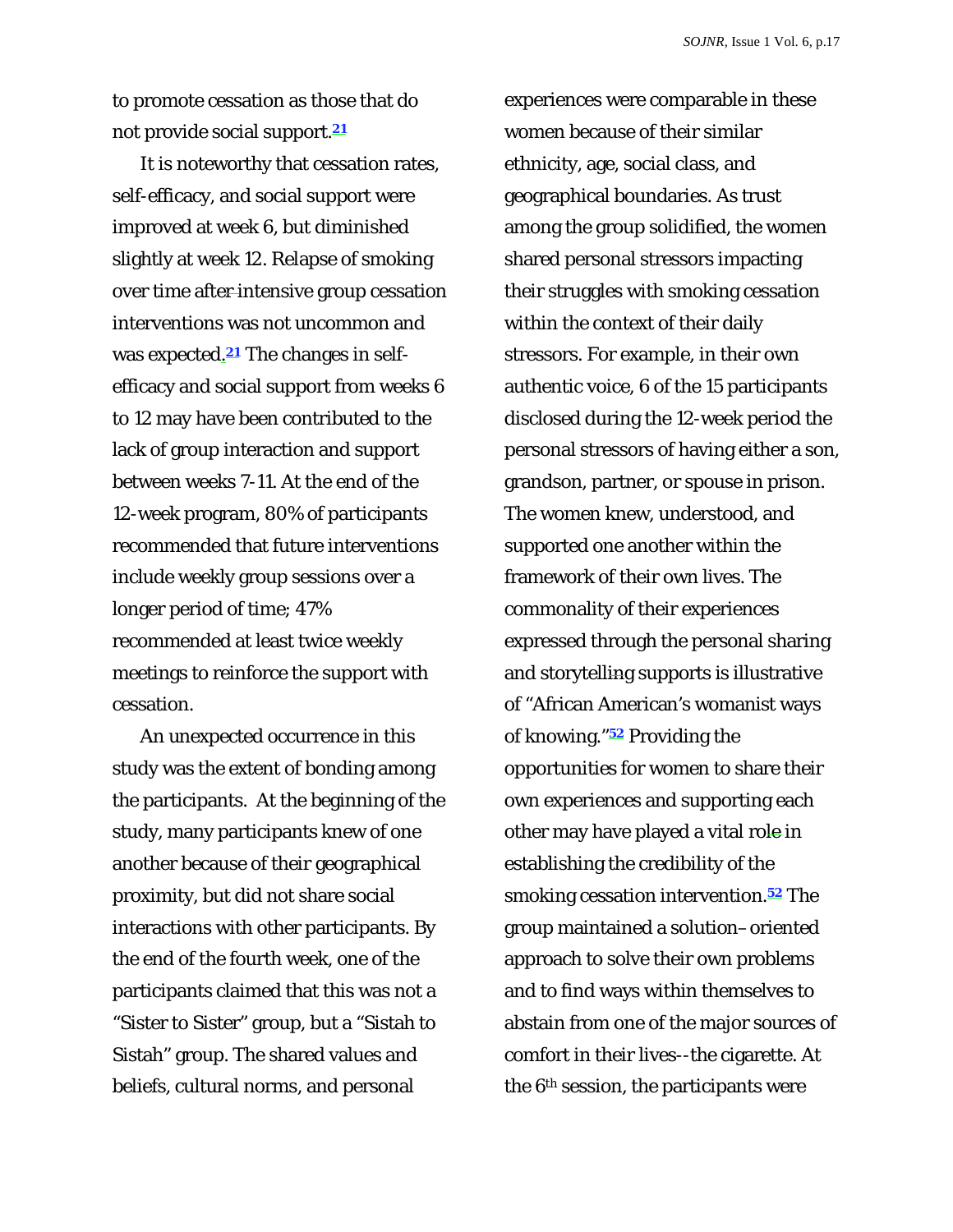to promote cessation as those that do not provide social support.[21]

It is noteworthy that cessation rates, self-efficacy, and social support were improved at week 6, but diminished slightly at week 12. Relapse of smoking over time after intensive group cessation interventions was not uncommon and was expected.[21] The changes in self-efficacy and social support from weeks 6 to 12 may have been contributed to the lack of group interaction and support between weeks 7-11. At the end of the 12-week program, 80% of participants recommended that future interventions include weekly group sessions over a longer period of time; 47% recommended at least twice weekly meetings to reinforce the support with cessation.

An unexpected occurrence in this study was the extent of bonding among the participants. At the beginning of the study, many participants knew of one another because of their geographical proximity, but did not share social interactions with other participants. By the end of the fourth week, one of the participants claimed that this was not a "Sister to Sister" group, but a "Sistah to Sistah" group. The shared values and beliefs, cultural norms, and personal experiences were comparable in these women because of their similar ethnicity, age, social class, and geographical boundaries. As trust among the group solidified, the women shared personal stressors impacting their struggles with smoking cessation within the context of their daily stressors. For example, in their own authentic voice, 6 of the 15 participants disclosed during the 12-week period the personal stressors of having either a son, grandson, partner, or spouse in prison. The women knew, understood, and supported one another within the framework of their own lives. The commonality of their experiences expressed through the personal sharing and storytelling supports is illustrative of "African American's womanist ways of knowing."[52] Providing the opportunities for women to share their own experiences and supporting each other may have played a vital role in establishing the credibility of the smoking cessation intervention.[52] The group maintained a solution–oriented approach to solve their own problems and to find ways within themselves to abstain from one of the major sources of comfort in their lives--the cigarette. At the 6th session, the participants were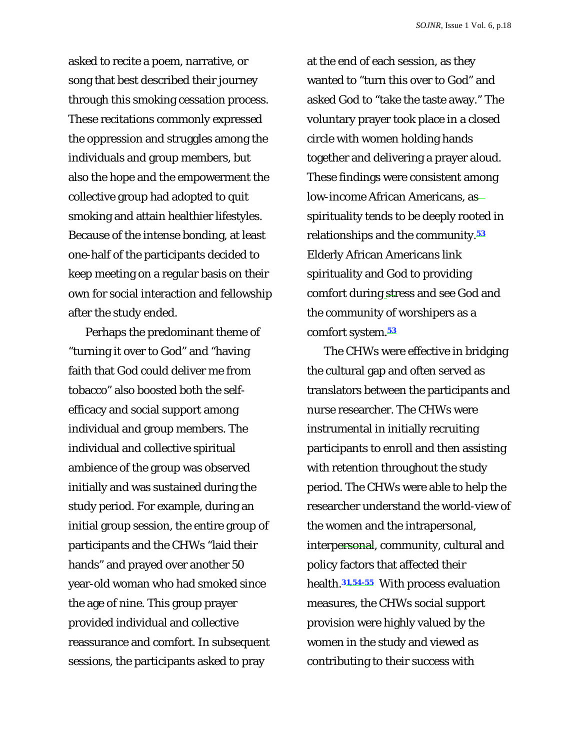asked to recite a poem, narrative, or song that best described their journey through this smoking cessation process. These recitations commonly expressed the oppression and struggles among the individuals and group members, but also the hope and the empowerment the collective group had adopted to quit smoking and attain healthier lifestyles. Because of the intense bonding, at least one-half of the participants decided to keep meeting on a regular basis on their own for social interaction and fellowship after the study ended.

Perhaps the predominant theme of "turning it over to God" and "having faith that God could deliver me from tobacco" also boosted both the self-efficacy and social support among individual and group members. The individual and collective spiritual ambience of the group was observed initially and was sustained during the study period. For example, during an initial group session, the entire group of participants and the CHWs "laid their hands" and prayed over another 50 year-old woman who had smoked since the age of nine. This group prayer provided individual and collective reassurance and comfort. In subsequent sessions, the participants asked to pray at the end of each session, as they wanted to "turn this over to God" and asked God to "take the taste away." The voluntary prayer took place in a closed circle with women holding hands together and delivering a prayer aloud. These findings were consistent among low-income African Americans, as spirituality tends to be deeply rooted in relationships and the community.[53] Elderly African Americans link spirituality and God to providing comfort during stress and see God and the community of worshipers as a comfort system.[53]

The CHWs were effective in bridging the cultural gap and often served as translators between the participants and nurse researcher. The CHWs were instrumental in initially recruiting participants to enroll and then assisting with retention throughout the study period. The CHWs were able to help the researcher understand the world-view of the women and the intrapersonal, interpersonal, community, cultural and policy factors that affected their health.[31,54-55] With process evaluation measures, the CHWs social support provision were highly valued by the women in the study and viewed as contributing to their success with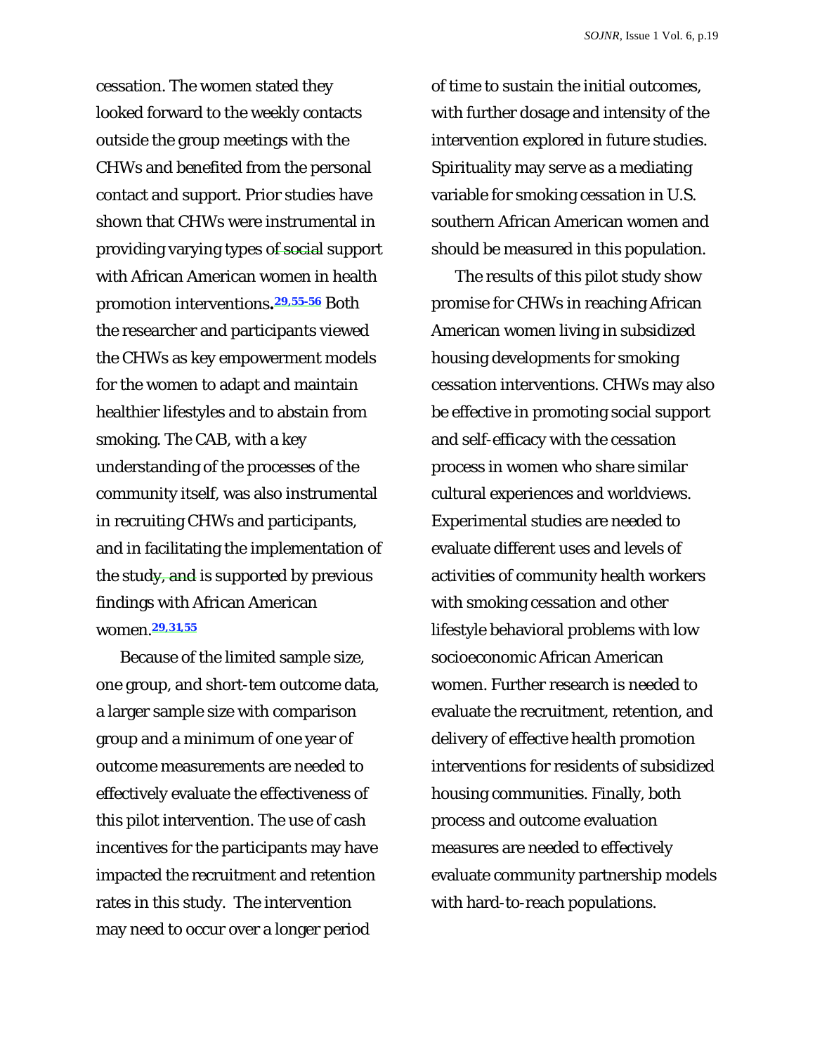cessation. The women stated they looked forward to the weekly contacts outside the group meetings with the CHWs and benefited from the personal contact and support. Prior studies have shown that CHWs were instrumental in providing varying types of social support with African American women in health promotion interventions.[29,55-56] Both the researcher and participants viewed the CHWs as key empowerment models for the women to adapt and maintain healthier lifestyles and to abstain from smoking. The CAB, with a key understanding of the processes of the community itself, was also instrumental in recruiting CHWs and participants, and in facilitating the implementation of the study, and is supported by previous findings with African American women.[29,31,55]

Because of the limited sample size, one group, and short-tem outcome data, a larger sample size with comparison group and a minimum of one year of outcome measurements are needed to effectively evaluate the effectiveness of this pilot intervention. The use of cash incentives for the participants may have impacted the recruitment and retention rates in this study. The intervention may need to occur over a longer period of time to sustain the initial outcomes, with further dosage and intensity of the intervention explored in future studies. Spirituality may serve as a mediating variable for smoking cessation in U.S. southern African American women and should be measured in this population.

The results of this pilot study show promise for CHWs in reaching African American women living in subsidized housing developments for smoking cessation interventions. CHWs may also be effective in promoting social support and self-efficacy with the cessation process in women who share similar cultural experiences and worldviews. Experimental studies are needed to evaluate different uses and levels of activities of community health workers with smoking cessation and other lifestyle behavioral problems with low socioeconomic African American women. Further research is needed to evaluate the recruitment, retention, and delivery of effective health promotion interventions for residents of subsidized housing communities. Finally, both process and outcome evaluation measures are needed to effectively evaluate community partnership models with hard-to-reach populations.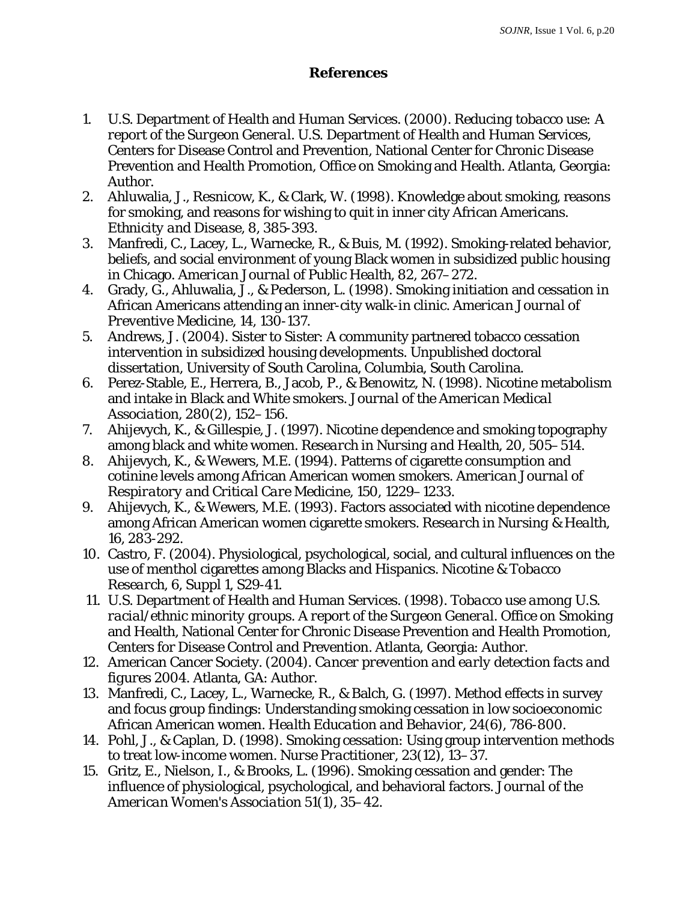## References

1. U.S. Department of Health and Human Services. (2000). *Reducing tobacco use: A report of the Surgeon General.* U.S. Department of Health and Human Services, Centers for Disease Control and Prevention, National Center for Chronic Disease Prevention and Health Promotion, Office on Smoking and Health. Atlanta, Georgia: Author.
2. Ahluwalia, J., Resnicow, K., & Clark, W. (1998). Knowledge about smoking, reasons for smoking, and reasons for wishing to quit in inner city African Americans. *Ethnicity and Disease, 8*, 385-393.
3. Manfredi, C., Lacey, L., Warnecke, R., & Buis, M. (1992). Smoking-related behavior, beliefs, and social environment of young Black women in subsidized public housing in Chicago. *American Journal of Public Health, 82*, 267–272.
4. Grady, G., Ahluwalia, J., & Pederson, L. (1998). Smoking initiation and cessation in African Americans attending an inner-city walk-in clinic. *American Journal of Preventive Medicine, 14*, 130-137.
5. Andrews, J. (2004). Sister to Sister: A community partnered tobacco cessation intervention in subsidized housing developments. Unpublished doctoral dissertation, University of South Carolina, Columbia, South Carolina.
6. Perez-Stable, E., Herrera, B., Jacob, P., & Benowitz, N. (1998). Nicotine metabolism and intake in Black and White smokers. *Journal of the American Medical Association, 280*(2), 152–156.
7. Ahijevych, K., & Gillespie, J. (1997). Nicotine dependence and smoking topography among black and white women. *Research in Nursing and Health, 20*, 505–514.
8. Ahijevych, K., & Wewers, M.E. (1994). Patterns of cigarette consumption and cotinine levels among African American women smokers. *American Journal of Respiratory and Critical Care Medicine, 150*, 1229–1233.
9. Ahijevych, K., & Wewers, M.E. (1993). Factors associated with nicotine dependence among African American women cigarette smokers. *Research in Nursing & Health, 16*, 283-292.
10. Castro, F. (2004). Physiological, psychological, social, and cultural influences on the use of menthol cigarettes among Blacks and Hispanics. *Nicotine & Tobacco Research, 6*, Suppl 1, S29-41.
11. U.S. Department of Health and Human Services. (1998). *Tobacco use among U.S. racial/ethnic minority groups. A report of the Surgeon General.* Office on Smoking and Health, National Center for Chronic Disease Prevention and Health Promotion, Centers for Disease Control and Prevention. Atlanta, Georgia: Author.
12. American Cancer Society. (2004). *Cancer prevention and early detection facts and figures 2004.* Atlanta, GA: Author.
13. Manfredi, C., Lacey, L., Warnecke, R., & Balch, G. (1997). Method effects in survey and focus group findings: Understanding smoking cessation in low socioeconomic African American women. *Health Education and Behavior, 24*(6), 786-800.
14. Pohl, J., & Caplan, D. (1998). Smoking cessation: Using group intervention methods to treat low-income women. *Nurse Practitioner, 23*(12), 13–37.
15. Gritz, E., Nielson, I., & Brooks, L. (1996). Smoking cessation and gender: The influence of physiological, psychological, and behavioral factors. *Journal of the American Women's Association 51*(1), 35–42.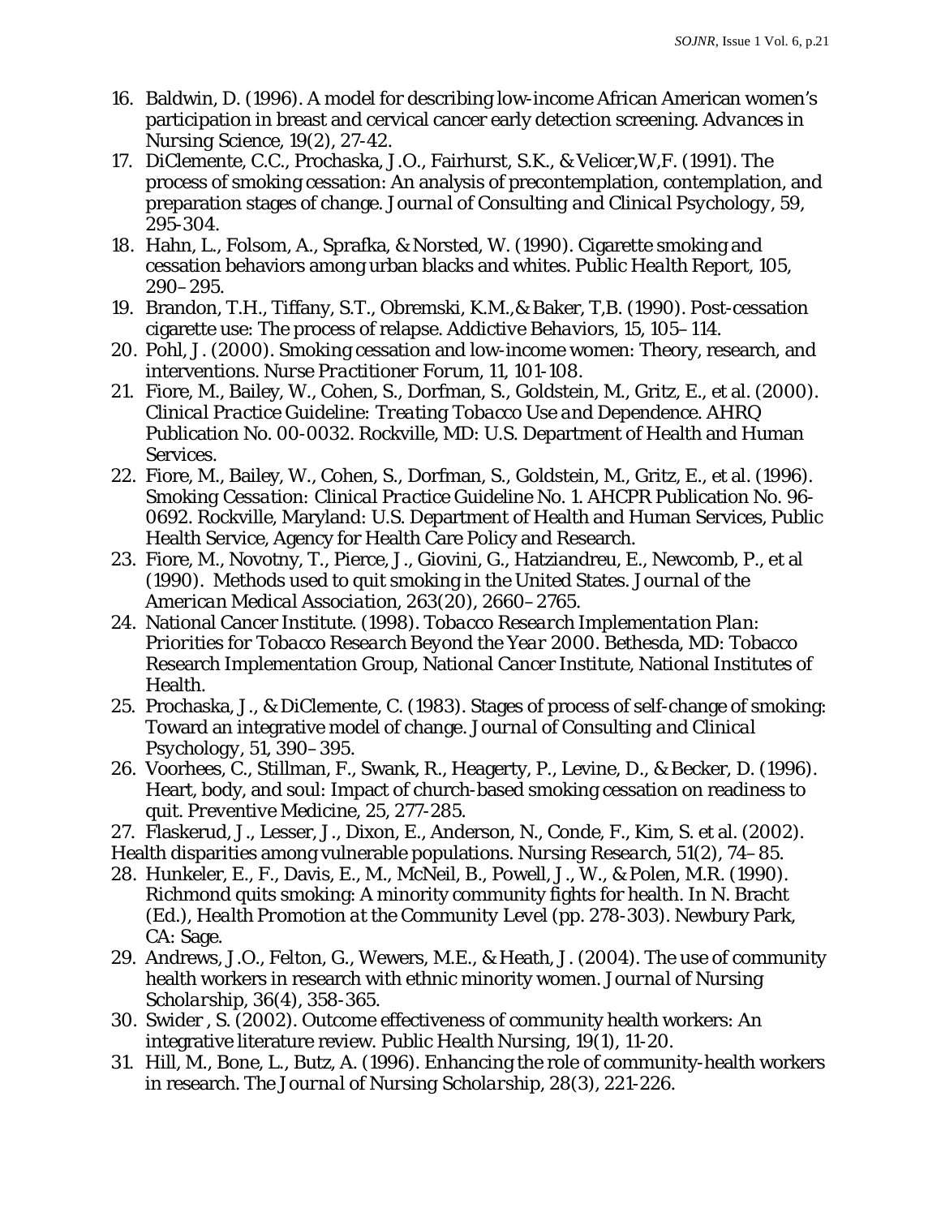16. Baldwin, D. (1996). A model for describing low-income African American women's participation in breast and cervical cancer early detection screening. *Advances in Nursing Science, 19*(2), 27-42.
17. DiClemente, C.C., Prochaska, J.O., Fairhurst, S.K., & Velicer,W,F. (1991). The process of smoking cessation: An analysis of precontemplation, contemplation, and preparation stages of change. *Journal of Consulting and Clinical Psychology, 59*, 295-304.
18. Hahn, L., Folsom, A., Sprafka, & Norsted, W. (1990). Cigarette smoking and cessation behaviors among urban blacks and whites. *Public Health Report, 105*, 290–295.
19. Brandon, T.H., Tiffany, S.T., Obremski, K.M.,& Baker, T,B. (1990). Post-cessation cigarette use: The process of relapse. *Addictive Behaviors, 15*, 105–114.
20. Pohl, J. (2000). Smoking cessation and low-income women: Theory, research, and interventions. *Nurse Practitioner Forum, 11*, 101-108.
21. Fiore, M., Bailey, W., Cohen, S., Dorfman, S., Goldstein, M., Gritz, E., et al. (2000). *Clinical Practice Guideline: Treating Tobacco Use and Dependence*. AHRQ Publication No. 00-0032. Rockville, MD: U.S. Department of Health and Human Services.
22. Fiore, M., Bailey, W., Cohen, S., Dorfman, S., Goldstein, M., Gritz, E., et al. (1996). *Smoking Cessation: Clinical Practice Guideline No. 1*. AHCPR Publication No. 96-0692. Rockville, Maryland: U.S. Department of Health and Human Services, Public Health Service, Agency for Health Care Policy and Research.
23. Fiore, M., Novotny, T., Pierce, J., Giovini, G., Hatziandreu, E., Newcomb, P., et al (1990). Methods used to quit smoking in the United States. *Journal of the American Medical Association, 263*(20), 2660–2765.
24. National Cancer Institute. (1998). *Tobacco Research Implementation Plan: Priorities for Tobacco Research Beyond the Year 2000*. Bethesda, MD: Tobacco Research Implementation Group, National Cancer Institute, National Institutes of Health.
25. Prochaska, J., & DiClemente, C. (1983). Stages of process of self-change of smoking: Toward an integrative model of change. *Journal of Consulting and Clinical Psychology, 51*, 390–395.
26. Voorhees, C., Stillman, F., Swank, R., Heagerty, P., Levine, D., & Becker, D. (1996). Heart, body, and soul: Impact of church-based smoking cessation on readiness to quit. *Preventive Medicine, 25*, 277-285.
27. Flaskerud, J., Lesser, J., Dixon, E., Anderson, N., Conde, F., Kim, S. et al. (2002). Health disparities among vulnerable populations. *Nursing Research, 51*(2), 74–85.
28. Hunkeler, E., F., Davis, E., M., McNeil, B., Powell, J., W., & Polen, M.R. (1990). Richmond quits smoking: A minority community fights for health. In N. Bracht (Ed.), *Health Promotion at the Community Level* (pp. 278-303). Newbury Park, CA: Sage.
29. Andrews, J.O., Felton, G., Wewers, M.E., & Heath, J. (2004). The use of community health workers in research with ethnic minority women. *Journal of Nursing Scholarship, 36*(4), 358-365.
30. Swider , S. (2002). Outcome effectiveness of community health workers: An integrative literature review. *Public Health Nursing, 19*(1), 11-20.
31. Hill, M., Bone, L., Butz, A. (1996). Enhancing the role of community-health workers in research. *The Journal of Nursing Scholarship, 28*(3), 221-226.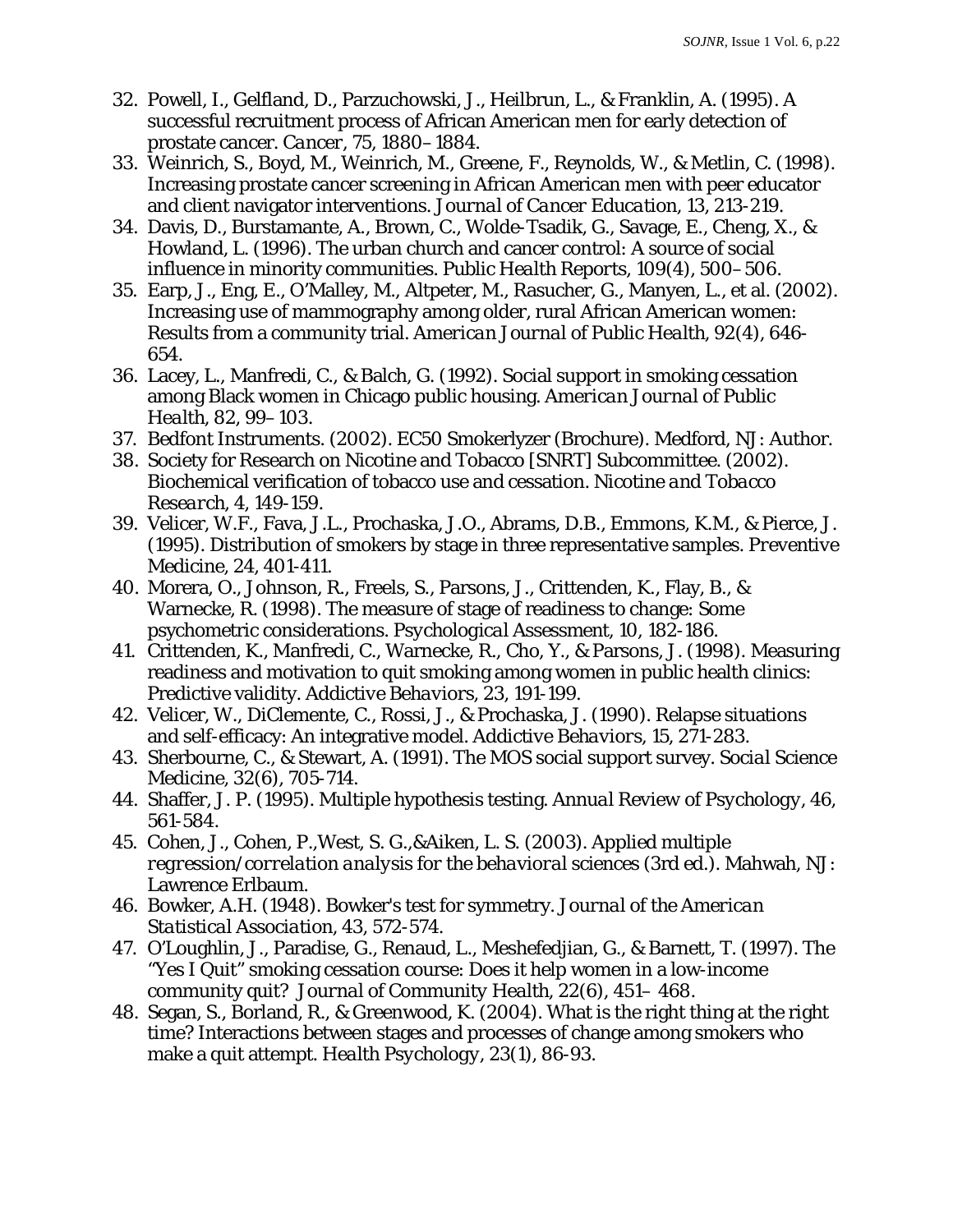32. Powell, I., Gelfland, D., Parzuchowski, J., Heilbrun, L., & Franklin, A. (1995). A successful recruitment process of African American men for early detection of prostate cancer. *Cancer, 75*, 1880–1884.
33. Weinrich, S., Boyd, M., Weinrich, M., Greene, F., Reynolds, W., & Metlin, C. (1998). Increasing prostate cancer screening in African American men with peer educator and client navigator interventions. *Journal of Cancer Education, 13*, 213-219.
34. Davis, D., Burstamante, A., Brown, C., Wolde-Tsadik, G., Savage, E., Cheng, X., & Howland, L. (1996). The urban church and cancer control: A source of social influence in minority communities. *Public Health Reports, 109*(4), 500–506.
35. Earp, J., Eng, E., O'Malley, M., Altpeter, M., Rasucher, G., Manyen, L., et al. (2002). Increasing use of mammography among older, rural African American women: Results from a community trial. *American Journal of Public Health, 92*(4), 646-654.
36. Lacey, L., Manfredi, C., & Balch, G. (1992). Social support in smoking cessation among Black women in Chicago public housing. *American Journal of Public Health, 82*, 99–103.
37. Bedfont Instruments. (2002). EC50 Smokerlyzer (Brochure). Medford, NJ: Author.
38. Society for Research on Nicotine and Tobacco [SNRT] Subcommittee. (2002). Biochemical verification of tobacco use and cessation. *Nicotine and Tobacco Research, 4*, 149-159.
39. Velicer, W.F., Fava, J.L., Prochaska, J.O., Abrams, D.B., Emmons, K.M., & Pierce, J. (1995). Distribution of smokers by stage in three representative samples. *Preventive Medicine, 24*, 401-411.
40. Morera, O., Johnson, R., Freels, S., Parsons, J., Crittenden, K., Flay, B., & Warnecke, R. (1998). The measure of stage of readiness to change: Some psychometric considerations. *Psychological Assessment, 10*, 182-186.
41. Crittenden, K., Manfredi, C., Warnecke, R., Cho, Y., & Parsons, J. (1998). Measuring readiness and motivation to quit smoking among women in public health clinics: Predictive validity. *Addictive Behaviors, 23*, 191-199.
42. Velicer, W., DiClemente, C., Rossi, J., & Prochaska, J. (1990). Relapse situations and self-efficacy: An integrative model. *Addictive Behaviors, 15*, 271-283.
43. Sherbourne, C., & Stewart, A. (1991). The MOS social support survey. *Social Science Medicine, 32*(6), 705-714.
44. Shaffer, J. P. (1995). Multiple hypothesis testing. *Annual Review of Psychology, 46*, 561-584.
45. Cohen, J., Cohen, P.,West, S. G.,&Aiken, L. S. (2003). Applied multiple *regression/correlation analysis for the behavioral sciences* (3rd ed.). Mahwah, NJ: Lawrence Erlbaum.
46. Bowker, A.H. (1948). Bowker's test for symmetry. *Journal of the American Statistical Association, 43*, 572-574.
47. O'Loughlin, J., Paradise, G., Renaud, L., Meshefedjian, G., & Barnett, T. (1997). The "Yes I Quit" smoking cessation course: Does it help women in a low-income community quit? *Journal of Community Health, 22*(6), 451– 468.
48. Segan, S., Borland, R., & Greenwood, K. (2004). What is the right thing at the right time? Interactions between stages and processes of change among smokers who make a quit attempt. *Health Psychology, 23*(1), 86-93.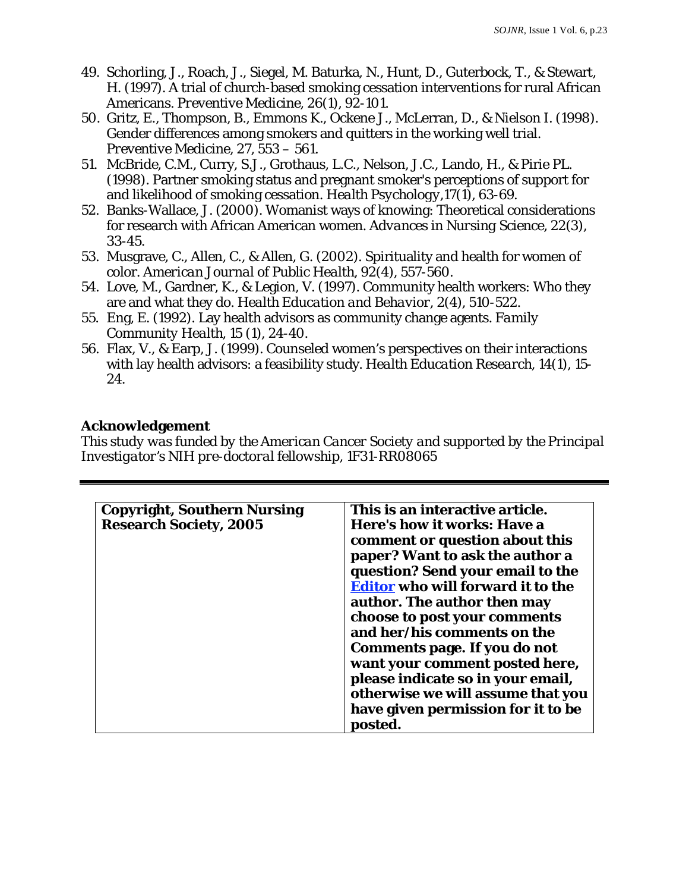49. Schorling, J., Roach, J., Siegel, M. Baturka, N., Hunt, D., Guterbock, T., & Stewart, H. (1997). A trial of church-based smoking cessation interventions for rural African Americans. *Preventive Medicine*, 26(1), 92-101.
50. Gritz, E., Thompson, B., Emmons K., Ockene J., McLerran, D., & Nielson I. (1998). Gender differences among smokers and quitters in the working well trial. *Preventive Medicine*, 27, 553 – 561.
51. McBride, C.M., Curry, S.J., Grothaus, L.C., Nelson, J.C., Lando, H., & Pirie PL. (1998). Partner smoking status and pregnant smoker's perceptions of support for and likelihood of smoking cessation. *Health Psychology*,17(1), 63-69.
52. Banks-Wallace, J. (2000). Womanist ways of knowing: Theoretical considerations for research with African American women. *Advances in Nursing Science*, 22(3), 33-45.
53. Musgrave, C., Allen, C., & Allen, G. (2002). Spirituality and health for women of color. *American Journal of Public Health*, 92(4), 557-560.
54. Love, M., Gardner, K., & Legion, V. (1997). Community health workers: Who they are and what they do. *Health Education and Behavior*, 2(4), 510-522.
55. Eng, E. (1992). Lay health advisors as community change agents. *Family Community Health*, 15 (1), 24-40.
56. Flax, V., & Earp, J. (1999). Counseled women's perspectives on their interactions with lay health advisors: a feasibility study. *Health Education Research*, 14(1), 15-24.

**Acknowledgement**

*This study was funded by the American Cancer Society and supported by the Principal Investigator's NIH pre-doctoral fellowship, 1F31-RR08065*

| | |
|---|---|
| **Copyright, Southern Nursing Research Society, 2005** | **This is an interactive article. Here's how it works: Have a comment or question about this paper? Want to ask the author a question? Send your email to the Editor who will forward it to the author. The author then may choose to post your comments and her/his comments on the Comments page. If you do not want your comment posted here, please indicate so in your email, otherwise we will assume that you have given permission for it to be posted.** |